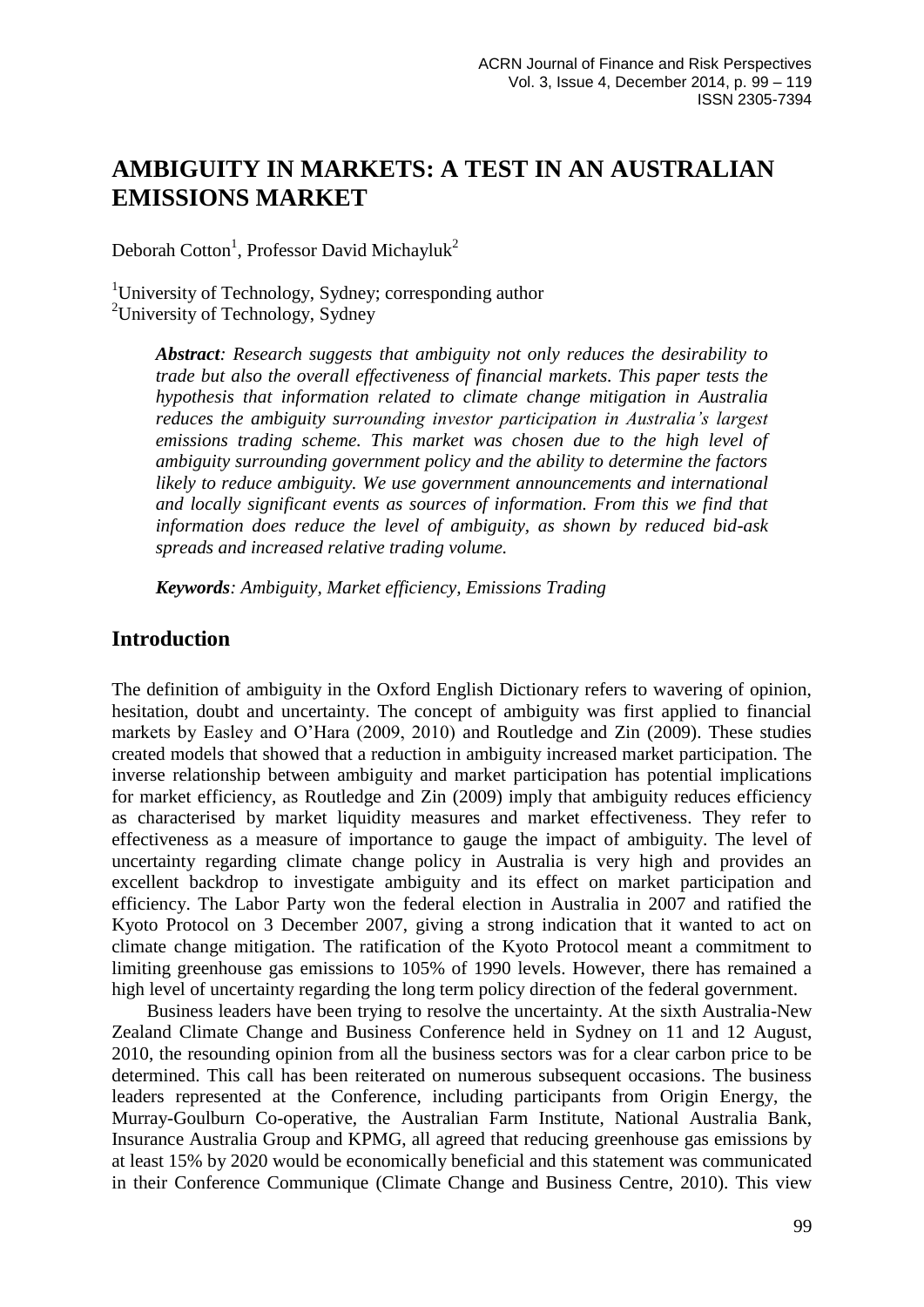# AMBIGUITY IN MARKETS: A TEST IN AN AUSTRALIAN EMISSIONS MARKET

Deborah Cotton[1], Professor David Michayluk[2]

[1]University of Technology, Sydney; corresponding author
[2]University of Technology, Sydney

> ***Abstract**: Research suggests that ambiguity not only reduces the desirability to trade but also the overall effectiveness of financial markets. This paper tests the hypothesis that information related to climate change mitigation in Australia reduces the ambiguity surrounding investor participation in Australia's largest emissions trading scheme. This market was chosen due to the high level of ambiguity surrounding government policy and the ability to determine the factors likely to reduce ambiguity. We use government announcements and international and locally significant events as sources of information. From this we find that information does reduce the level of ambiguity, as shown by reduced bid-ask spreads and increased relative trading volume.*
>
> ***Keywords**: Ambiguity, Market efficiency, Emissions Trading*

## Introduction

The definition of ambiguity in the Oxford English Dictionary refers to wavering of opinion, hesitation, doubt and uncertainty. The concept of ambiguity was first applied to financial markets by Easley and O'Hara (2009, 2010) and Routledge and Zin (2009). These studies created models that showed that a reduction in ambiguity increased market participation. The inverse relationship between ambiguity and market participation has potential implications for market efficiency, as Routledge and Zin (2009) imply that ambiguity reduces efficiency as characterised by market liquidity measures and market effectiveness. They refer to effectiveness as a measure of importance to gauge the impact of ambiguity. The level of uncertainty regarding climate change policy in Australia is very high and provides an excellent backdrop to investigate ambiguity and its effect on market participation and efficiency. The Labor Party won the federal election in Australia in 2007 and ratified the Kyoto Protocol on 3 December 2007, giving a strong indication that it wanted to act on climate change mitigation. The ratification of the Kyoto Protocol meant a commitment to limiting greenhouse gas emissions to 105% of 1990 levels. However, there has remained a high level of uncertainty regarding the long term policy direction of the federal government.

Business leaders have been trying to resolve the uncertainty. At the sixth Australia-New Zealand Climate Change and Business Conference held in Sydney on 11 and 12 August, 2010, the resounding opinion from all the business sectors was for a clear carbon price to be determined. This call has been reiterated on numerous subsequent occasions. The business leaders represented at the Conference, including participants from Origin Energy, the Murray-Goulburn Co-operative, the Australian Farm Institute, National Australia Bank, Insurance Australia Group and KPMG, all agreed that reducing greenhouse gas emissions by at least 15% by 2020 would be economically beneficial and this statement was communicated in their Conference Communique (Climate Change and Business Centre, 2010). This view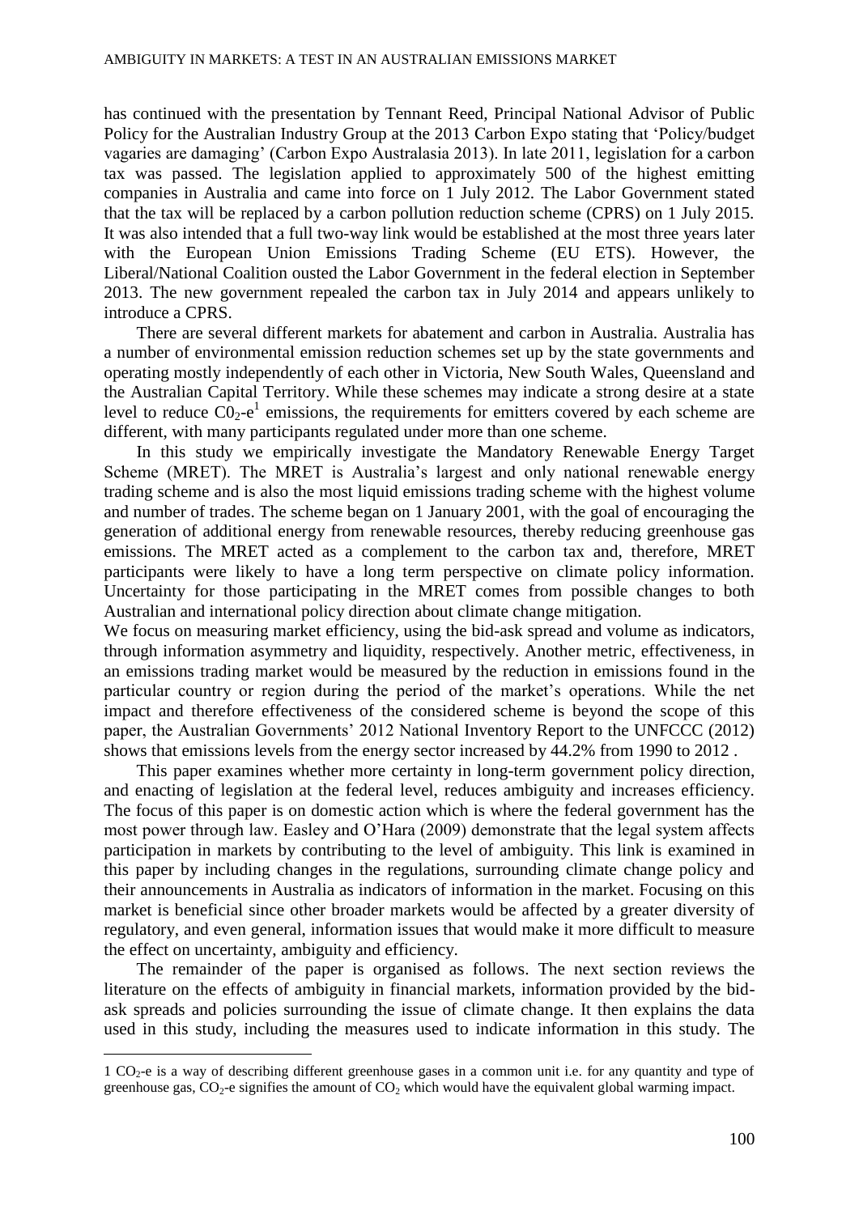has continued with the presentation by Tennant Reed, Principal National Advisor of Public Policy for the Australian Industry Group at the 2013 Carbon Expo stating that 'Policy/budget vagaries are damaging' (Carbon Expo Australasia 2013). In late 2011, legislation for a carbon tax was passed. The legislation applied to approximately 500 of the highest emitting companies in Australia and came into force on 1 July 2012. The Labor Government stated that the tax will be replaced by a carbon pollution reduction scheme (CPRS) on 1 July 2015. It was also intended that a full two-way link would be established at the most three years later with the European Union Emissions Trading Scheme (EU ETS). However, the Liberal/National Coalition ousted the Labor Government in the federal election in September 2013. The new government repealed the carbon tax in July 2014 and appears unlikely to introduce a CPRS.

There are several different markets for abatement and carbon in Australia. Australia has a number of environmental emission reduction schemes set up by the state governments and operating mostly independently of each other in Victoria, New South Wales, Queensland and the Australian Capital Territory. While these schemes may indicate a strong desire at a state level to reduce $C0_2$-e[1] emissions, the requirements for emitters covered by each scheme are different, with many participants regulated under more than one scheme.

In this study we empirically investigate the Mandatory Renewable Energy Target Scheme (MRET). The MRET is Australia's largest and only national renewable energy trading scheme and is also the most liquid emissions trading scheme with the highest volume and number of trades. The scheme began on 1 January 2001, with the goal of encouraging the generation of additional energy from renewable resources, thereby reducing greenhouse gas emissions. The MRET acted as a complement to the carbon tax and, therefore, MRET participants were likely to have a long term perspective on climate policy information. Uncertainty for those participating in the MRET comes from possible changes to both Australian and international policy direction about climate change mitigation.

We focus on measuring market efficiency, using the bid-ask spread and volume as indicators, through information asymmetry and liquidity, respectively. Another metric, effectiveness, in an emissions trading market would be measured by the reduction in emissions found in the particular country or region during the period of the market's operations. While the net impact and therefore effectiveness of the considered scheme is beyond the scope of this paper, the Australian Governments' 2012 National Inventory Report to the UNFCCC (2012) shows that emissions levels from the energy sector increased by 44.2% from 1990 to 2012 .

This paper examines whether more certainty in long-term government policy direction, and enacting of legislation at the federal level, reduces ambiguity and increases efficiency. The focus of this paper is on domestic action which is where the federal government has the most power through law. Easley and O'Hara (2009) demonstrate that the legal system affects participation in markets by contributing to the level of ambiguity. This link is examined in this paper by including changes in the regulations, surrounding climate change policy and their announcements in Australia as indicators of information in the market. Focusing on this market is beneficial since other broader markets would be affected by a greater diversity of regulatory, and even general, information issues that would make it more difficult to measure the effect on uncertainty, ambiguity and efficiency.

The remainder of the paper is organised as follows. The next section reviews the literature on the effects of ambiguity in financial markets, information provided by the bid-ask spreads and policies surrounding the issue of climate change. It then explains the data used in this study, including the measures used to indicate information in this study. The

---

1 $CO_2$-e is a way of describing different greenhouse gases in a common unit i.e. for any quantity and type of greenhouse gas, $CO_2$-e signifies the amount of $CO_2$ which would have the equivalent global warming impact.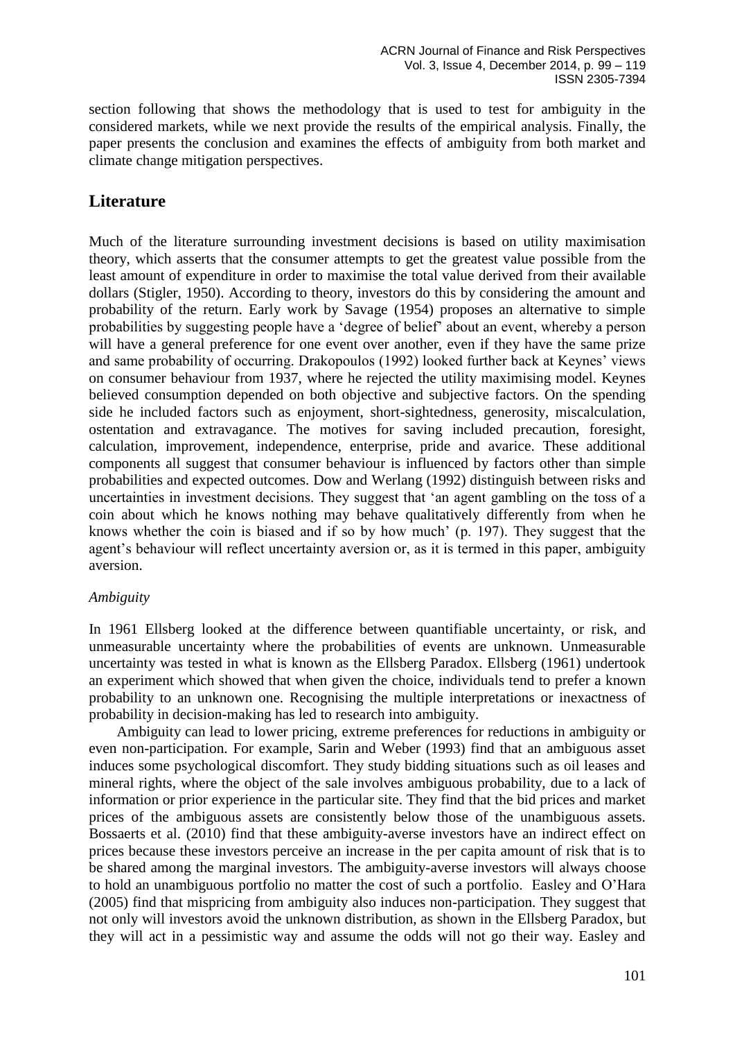section following that shows the methodology that is used to test for ambiguity in the considered markets, while we next provide the results of the empirical analysis. Finally, the paper presents the conclusion and examines the effects of ambiguity from both market and climate change mitigation perspectives.

## Literature

Much of the literature surrounding investment decisions is based on utility maximisation theory, which asserts that the consumer attempts to get the greatest value possible from the least amount of expenditure in order to maximise the total value derived from their available dollars (Stigler, 1950). According to theory, investors do this by considering the amount and probability of the return. Early work by Savage (1954) proposes an alternative to simple probabilities by suggesting people have a 'degree of belief' about an event, whereby a person will have a general preference for one event over another, even if they have the same prize and same probability of occurring. Drakopoulos (1992) looked further back at Keynes' views on consumer behaviour from 1937, where he rejected the utility maximising model. Keynes believed consumption depended on both objective and subjective factors. On the spending side he included factors such as enjoyment, short-sightedness, generosity, miscalculation, ostentation and extravagance. The motives for saving included precaution, foresight, calculation, improvement, independence, enterprise, pride and avarice. These additional components all suggest that consumer behaviour is influenced by factors other than simple probabilities and expected outcomes. Dow and Werlang (1992) distinguish between risks and uncertainties in investment decisions. They suggest that 'an agent gambling on the toss of a coin about which he knows nothing may behave qualitatively differently from when he knows whether the coin is biased and if so by how much' (p. 197). They suggest that the agent's behaviour will reflect uncertainty aversion or, as it is termed in this paper, ambiguity aversion.

### *Ambiguity*

In 1961 Ellsberg looked at the difference between quantifiable uncertainty, or risk, and unmeasurable uncertainty where the probabilities of events are unknown. Unmeasurable uncertainty was tested in what is known as the Ellsberg Paradox. Ellsberg (1961) undertook an experiment which showed that when given the choice, individuals tend to prefer a known probability to an unknown one. Recognising the multiple interpretations or inexactness of probability in decision-making has led to research into ambiguity.

Ambiguity can lead to lower pricing, extreme preferences for reductions in ambiguity or even non-participation. For example, Sarin and Weber (1993) find that an ambiguous asset induces some psychological discomfort. They study bidding situations such as oil leases and mineral rights, where the object of the sale involves ambiguous probability, due to a lack of information or prior experience in the particular site. They find that the bid prices and market prices of the ambiguous assets are consistently below those of the unambiguous assets. Bossaerts et al. (2010) find that these ambiguity-averse investors have an indirect effect on prices because these investors perceive an increase in the per capita amount of risk that is to be shared among the marginal investors. The ambiguity-averse investors will always choose to hold an unambiguous portfolio no matter the cost of such a portfolio. Easley and O'Hara (2005) find that mispricing from ambiguity also induces non-participation. They suggest that not only will investors avoid the unknown distribution, as shown in the Ellsberg Paradox, but they will act in a pessimistic way and assume the odds will not go their way. Easley and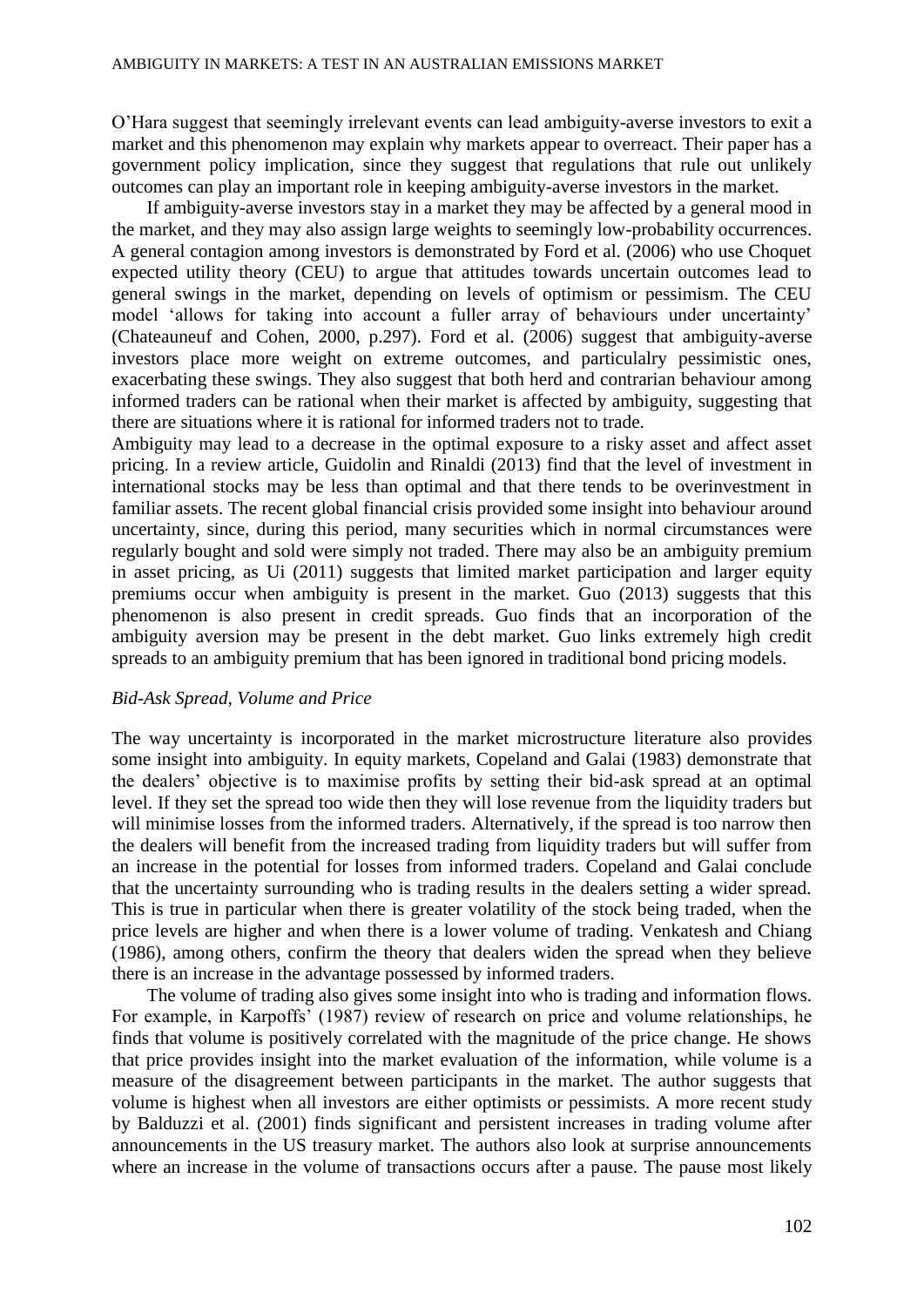O'Hara suggest that seemingly irrelevant events can lead ambiguity-averse investors to exit a market and this phenomenon may explain why markets appear to overreact. Their paper has a government policy implication, since they suggest that regulations that rule out unlikely outcomes can play an important role in keeping ambiguity-averse investors in the market.

If ambiguity-averse investors stay in a market they may be affected by a general mood in the market, and they may also assign large weights to seemingly low-probability occurrences. A general contagion among investors is demonstrated by Ford et al. (2006) who use Choquet expected utility theory (CEU) to argue that attitudes towards uncertain outcomes lead to general swings in the market, depending on levels of optimism or pessimism. The CEU model 'allows for taking into account a fuller array of behaviours under uncertainty' (Chateauneuf and Cohen, 2000, p.297). Ford et al. (2006) suggest that ambiguity-averse investors place more weight on extreme outcomes, and particulalry pessimistic ones, exacerbating these swings. They also suggest that both herd and contrarian behaviour among informed traders can be rational when their market is affected by ambiguity, suggesting that there are situations where it is rational for informed traders not to trade.

Ambiguity may lead to a decrease in the optimal exposure to a risky asset and affect asset pricing. In a review article, Guidolin and Rinaldi (2013) find that the level of investment in international stocks may be less than optimal and that there tends to be overinvestment in familiar assets. The recent global financial crisis provided some insight into behaviour around uncertainty, since, during this period, many securities which in normal circumstances were regularly bought and sold were simply not traded. There may also be an ambiguity premium in asset pricing, as Ui (2011) suggests that limited market participation and larger equity premiums occur when ambiguity is present in the market. Guo (2013) suggests that this phenomenon is also present in credit spreads. Guo finds that an incorporation of the ambiguity aversion may be present in the debt market. Guo links extremely high credit spreads to an ambiguity premium that has been ignored in traditional bond pricing models.

*Bid-Ask Spread, Volume and Price*

The way uncertainty is incorporated in the market microstructure literature also provides some insight into ambiguity. In equity markets, Copeland and Galai (1983) demonstrate that the dealers' objective is to maximise profits by setting their bid-ask spread at an optimal level. If they set the spread too wide then they will lose revenue from the liquidity traders but will minimise losses from the informed traders. Alternatively, if the spread is too narrow then the dealers will benefit from the increased trading from liquidity traders but will suffer from an increase in the potential for losses from informed traders. Copeland and Galai conclude that the uncertainty surrounding who is trading results in the dealers setting a wider spread. This is true in particular when there is greater volatility of the stock being traded, when the price levels are higher and when there is a lower volume of trading. Venkatesh and Chiang (1986), among others, confirm the theory that dealers widen the spread when they believe there is an increase in the advantage possessed by informed traders.

The volume of trading also gives some insight into who is trading and information flows. For example, in Karpoffs' (1987) review of research on price and volume relationships, he finds that volume is positively correlated with the magnitude of the price change. He shows that price provides insight into the market evaluation of the information, while volume is a measure of the disagreement between participants in the market. The author suggests that volume is highest when all investors are either optimists or pessimists. A more recent study by Balduzzi et al. (2001) finds significant and persistent increases in trading volume after announcements in the US treasury market. The authors also look at surprise announcements where an increase in the volume of transactions occurs after a pause. The pause most likely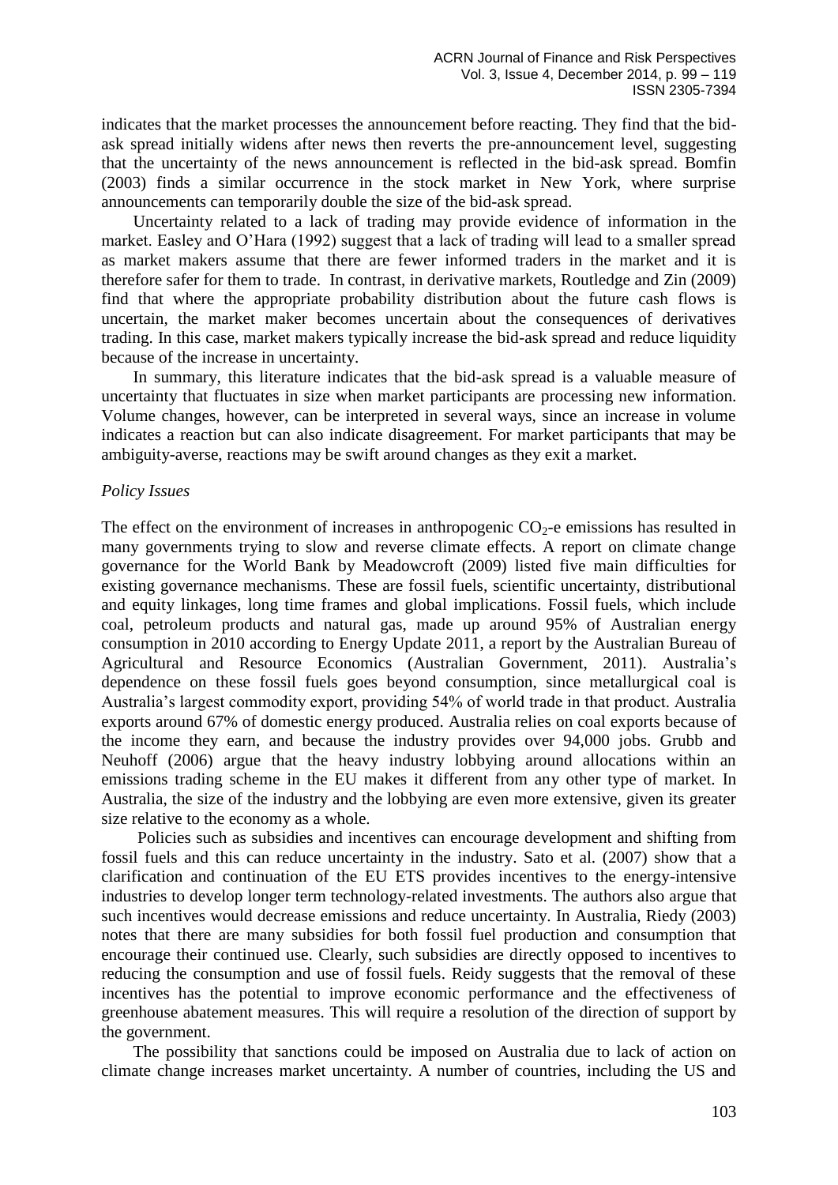indicates that the market processes the announcement before reacting. They find that the bid-ask spread initially widens after news then reverts the pre-announcement level, suggesting that the uncertainty of the news announcement is reflected in the bid-ask spread. Bomfin (2003) finds a similar occurrence in the stock market in New York, where surprise announcements can temporarily double the size of the bid-ask spread.

Uncertainty related to a lack of trading may provide evidence of information in the market. Easley and O'Hara (1992) suggest that a lack of trading will lead to a smaller spread as market makers assume that there are fewer informed traders in the market and it is therefore safer for them to trade. In contrast, in derivative markets, Routledge and Zin (2009) find that where the appropriate probability distribution about the future cash flows is uncertain, the market maker becomes uncertain about the consequences of derivatives trading. In this case, market makers typically increase the bid-ask spread and reduce liquidity because of the increase in uncertainty.

In summary, this literature indicates that the bid-ask spread is a valuable measure of uncertainty that fluctuates in size when market participants are processing new information. Volume changes, however, can be interpreted in several ways, since an increase in volume indicates a reaction but can also indicate disagreement. For market participants that may be ambiguity-averse, reactions may be swift around changes as they exit a market.

*Policy Issues*

The effect on the environment of increases in anthropogenic $CO_2$-e emissions has resulted in many governments trying to slow and reverse climate effects. A report on climate change governance for the World Bank by Meadowcroft (2009) listed five main difficulties for existing governance mechanisms. These are fossil fuels, scientific uncertainty, distributional and equity linkages, long time frames and global implications. Fossil fuels, which include coal, petroleum products and natural gas, made up around 95% of Australian energy consumption in 2010 according to Energy Update 2011, a report by the Australian Bureau of Agricultural and Resource Economics (Australian Government, 2011). Australia's dependence on these fossil fuels goes beyond consumption, since metallurgical coal is Australia's largest commodity export, providing 54% of world trade in that product. Australia exports around 67% of domestic energy produced. Australia relies on coal exports because of the income they earn, and because the industry provides over 94,000 jobs. Grubb and Neuhoff (2006) argue that the heavy industry lobbying around allocations within an emissions trading scheme in the EU makes it different from any other type of market. In Australia, the size of the industry and the lobbying are even more extensive, given its greater size relative to the economy as a whole.

Policies such as subsidies and incentives can encourage development and shifting from fossil fuels and this can reduce uncertainty in the industry. Sato et al. (2007) show that a clarification and continuation of the EU ETS provides incentives to the energy-intensive industries to develop longer term technology-related investments. The authors also argue that such incentives would decrease emissions and reduce uncertainty. In Australia, Riedy (2003) notes that there are many subsidies for both fossil fuel production and consumption that encourage their continued use. Clearly, such subsidies are directly opposed to incentives to reducing the consumption and use of fossil fuels. Reidy suggests that the removal of these incentives has the potential to improve economic performance and the effectiveness of greenhouse abatement measures. This will require a resolution of the direction of support by the government.

The possibility that sanctions could be imposed on Australia due to lack of action on climate change increases market uncertainty. A number of countries, including the US and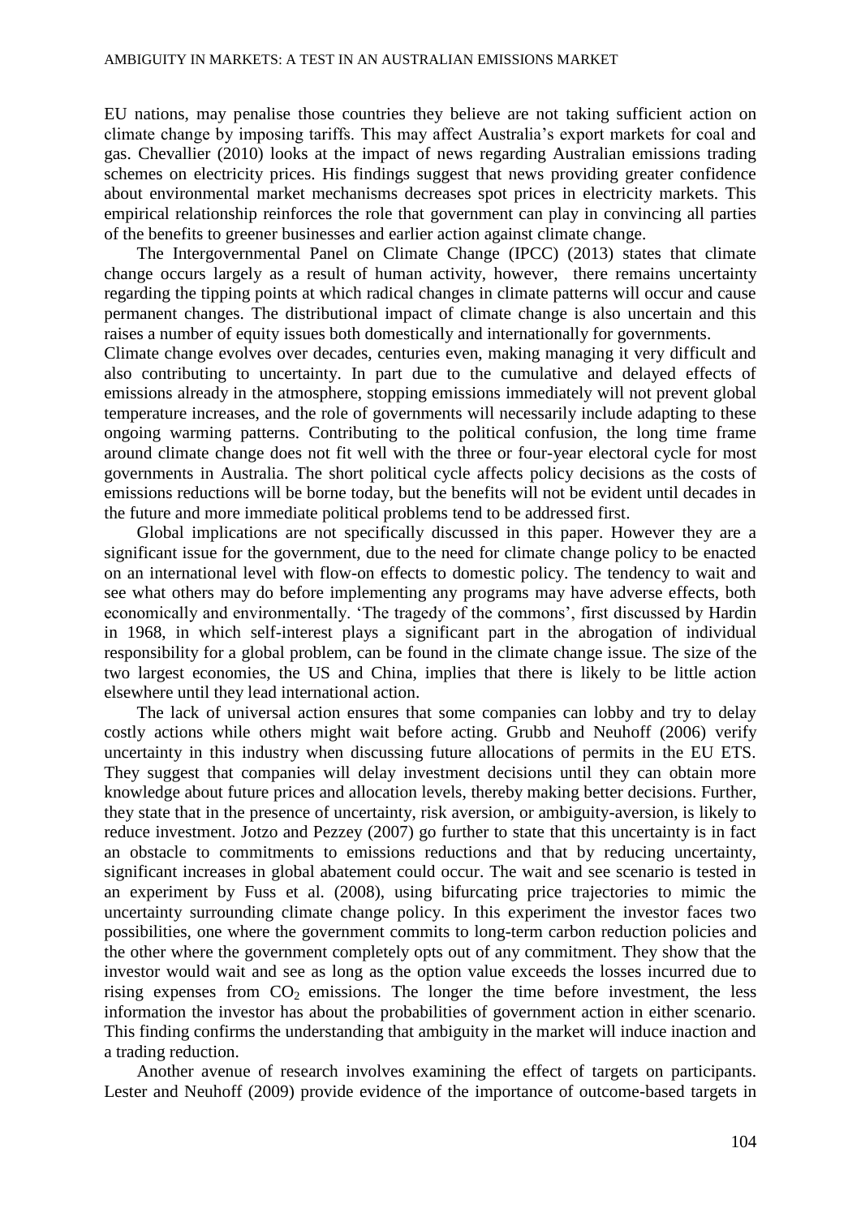EU nations, may penalise those countries they believe are not taking sufficient action on climate change by imposing tariffs. This may affect Australia's export markets for coal and gas. Chevallier (2010) looks at the impact of news regarding Australian emissions trading schemes on electricity prices. His findings suggest that news providing greater confidence about environmental market mechanisms decreases spot prices in electricity markets. This empirical relationship reinforces the role that government can play in convincing all parties of the benefits to greener businesses and earlier action against climate change.

The Intergovernmental Panel on Climate Change (IPCC) (2013) states that climate change occurs largely as a result of human activity, however, there remains uncertainty regarding the tipping points at which radical changes in climate patterns will occur and cause permanent changes. The distributional impact of climate change is also uncertain and this raises a number of equity issues both domestically and internationally for governments.

Climate change evolves over decades, centuries even, making managing it very difficult and also contributing to uncertainty. In part due to the cumulative and delayed effects of emissions already in the atmosphere, stopping emissions immediately will not prevent global temperature increases, and the role of governments will necessarily include adapting to these ongoing warming patterns. Contributing to the political confusion, the long time frame around climate change does not fit well with the three or four-year electoral cycle for most governments in Australia. The short political cycle affects policy decisions as the costs of emissions reductions will be borne today, but the benefits will not be evident until decades in the future and more immediate political problems tend to be addressed first.

Global implications are not specifically discussed in this paper. However they are a significant issue for the government, due to the need for climate change policy to be enacted on an international level with flow-on effects to domestic policy. The tendency to wait and see what others may do before implementing any programs may have adverse effects, both economically and environmentally. 'The tragedy of the commons', first discussed by Hardin in 1968, in which self-interest plays a significant part in the abrogation of individual responsibility for a global problem, can be found in the climate change issue. The size of the two largest economies, the US and China, implies that there is likely to be little action elsewhere until they lead international action.

The lack of universal action ensures that some companies can lobby and try to delay costly actions while others might wait before acting. Grubb and Neuhoff (2006) verify uncertainty in this industry when discussing future allocations of permits in the EU ETS. They suggest that companies will delay investment decisions until they can obtain more knowledge about future prices and allocation levels, thereby making better decisions. Further, they state that in the presence of uncertainty, risk aversion, or ambiguity-aversion, is likely to reduce investment. Jotzo and Pezzey (2007) go further to state that this uncertainty is in fact an obstacle to commitments to emissions reductions and that by reducing uncertainty, significant increases in global abatement could occur. The wait and see scenario is tested in an experiment by Fuss et al. (2008), using bifurcating price trajectories to mimic the uncertainty surrounding climate change policy. In this experiment the investor faces two possibilities, one where the government commits to long-term carbon reduction policies and the other where the government completely opts out of any commitment. They show that the investor would wait and see as long as the option value exceeds the losses incurred due to rising expenses from $CO_2$ emissions. The longer the time before investment, the less information the investor has about the probabilities of government action in either scenario. This finding confirms the understanding that ambiguity in the market will induce inaction and a trading reduction.

Another avenue of research involves examining the effect of targets on participants. Lester and Neuhoff (2009) provide evidence of the importance of outcome-based targets in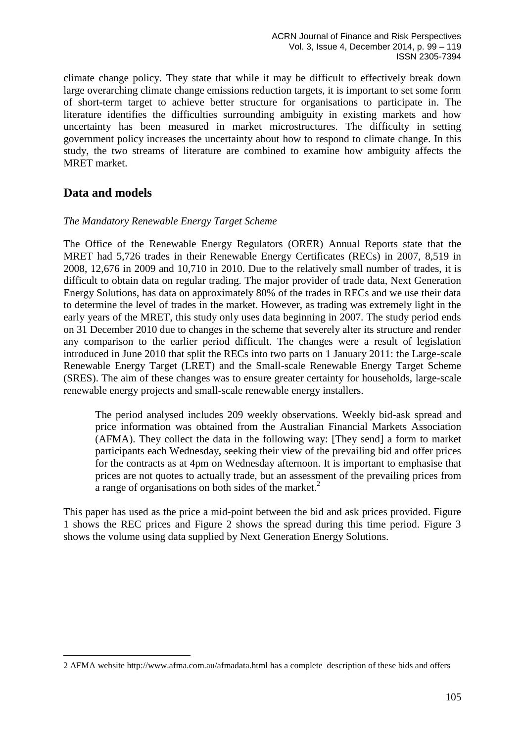climate change policy. They state that while it may be difficult to effectively break down large overarching climate change emissions reduction targets, it is important to set some form of short-term target to achieve better structure for organisations to participate in. The literature identifies the difficulties surrounding ambiguity in existing markets and how uncertainty has been measured in market microstructures. The difficulty in setting government policy increases the uncertainty about how to respond to climate change. In this study, the two streams of literature are combined to examine how ambiguity affects the MRET market.

## Data and models

*The Mandatory Renewable Energy Target Scheme*

The Office of the Renewable Energy Regulators (ORER) Annual Reports state that the MRET had 5,726 trades in their Renewable Energy Certificates (RECs) in 2007, 8,519 in 2008, 12,676 in 2009 and 10,710 in 2010. Due to the relatively small number of trades, it is difficult to obtain data on regular trading. The major provider of trade data, Next Generation Energy Solutions, has data on approximately 80% of the trades in RECs and we use their data to determine the level of trades in the market. However, as trading was extremely light in the early years of the MRET, this study only uses data beginning in 2007. The study period ends on 31 December 2010 due to changes in the scheme that severely alter its structure and render any comparison to the earlier period difficult. The changes were a result of legislation introduced in June 2010 that split the RECs into two parts on 1 January 2011: the Large-scale Renewable Energy Target (LRET) and the Small-scale Renewable Energy Target Scheme (SRES). The aim of these changes was to ensure greater certainty for households, large-scale renewable energy projects and small-scale renewable energy installers.

> The period analysed includes 209 weekly observations. Weekly bid-ask spread and price information was obtained from the Australian Financial Markets Association (AFMA). They collect the data in the following way: [They send] a form to market participants each Wednesday, seeking their view of the prevailing bid and offer prices for the contracts as at 4pm on Wednesday afternoon. It is important to emphasise that prices are not quotes to actually trade, but an assessment of the prevailing prices from a range of organisations on both sides of the market.[2]

This paper has used as the price a mid-point between the bid and ask prices provided. Figure 1 shows the REC prices and Figure 2 shows the spread during this time period. Figure 3 shows the volume using data supplied by Next Generation Energy Solutions.

---

2 AFMA website http://www.afma.com.au/afmadata.html has a complete description of these bids and offers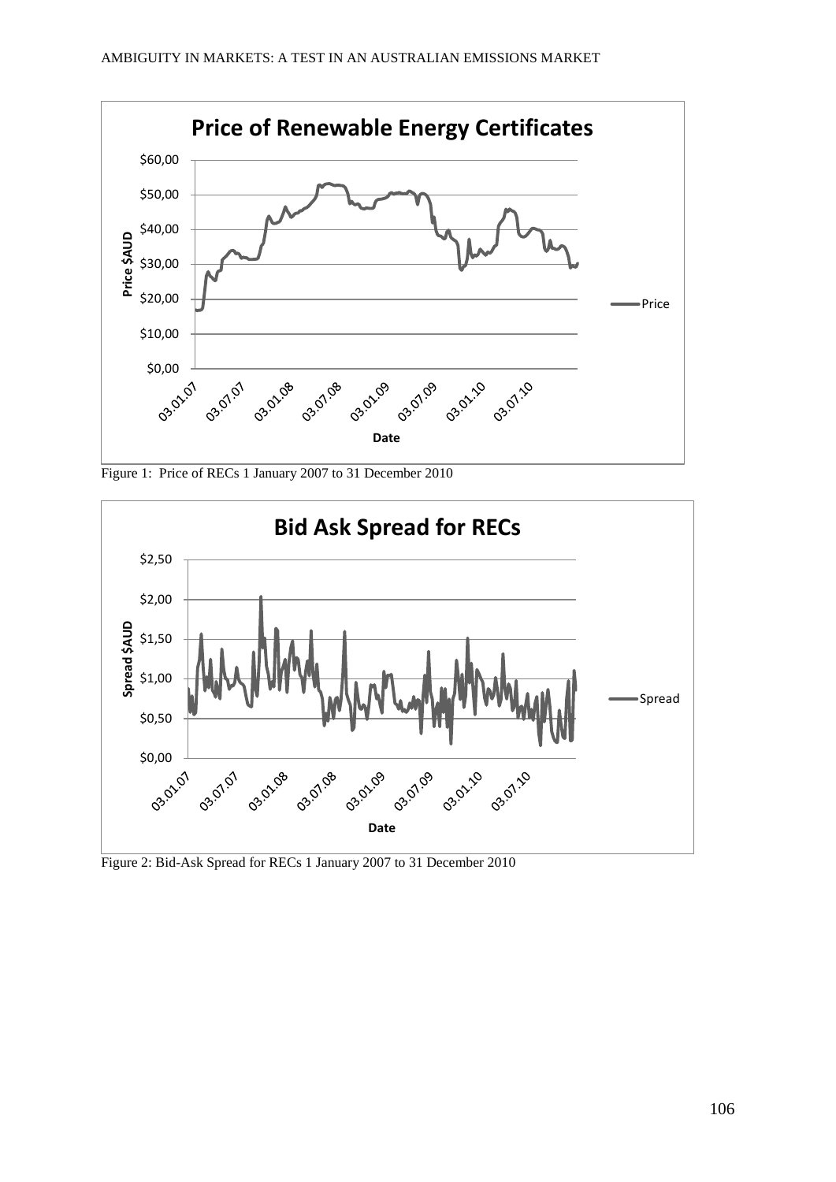Figure 1: Price of RECs 1 January 2007 to 31 December 2010

Figure 2: Bid-Ask Spread for RECs 1 January 2007 to 31 December 2010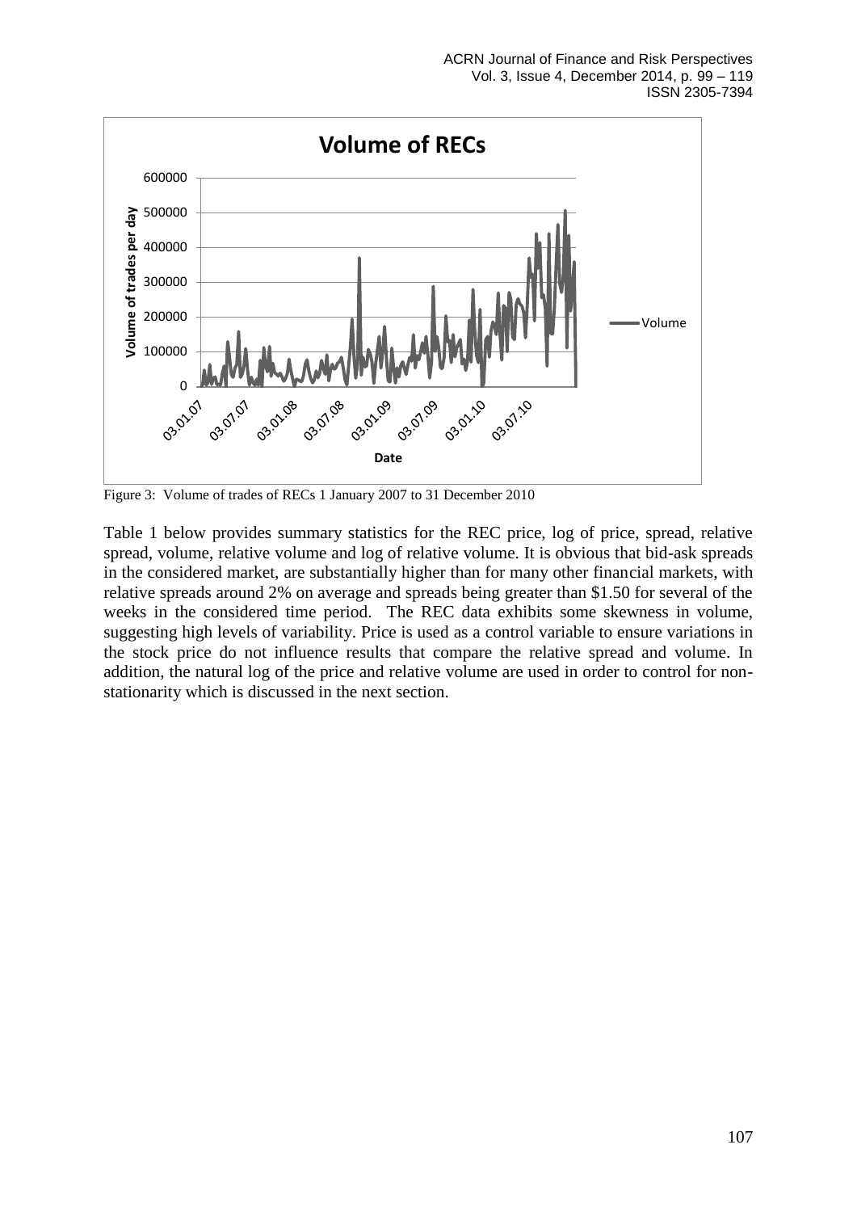Figure 3: Volume of trades of RECs 1 January 2007 to 31 December 2010

Table 1 below provides summary statistics for the REC price, log of price, spread, relative spread, volume, relative volume and log of relative volume. It is obvious that bid-ask spreads in the considered market, are substantially higher than for many other financial markets, with relative spreads around 2% on average and spreads being greater than \$1.50 for several of the weeks in the considered time period. The REC data exhibits some skewness in volume, suggesting high levels of variability. Price is used as a control variable to ensure variations in the stock price do not influence results that compare the relative spread and volume. In addition, the natural log of the price and relative volume are used in order to control for non-stationarity which is discussed in the next section.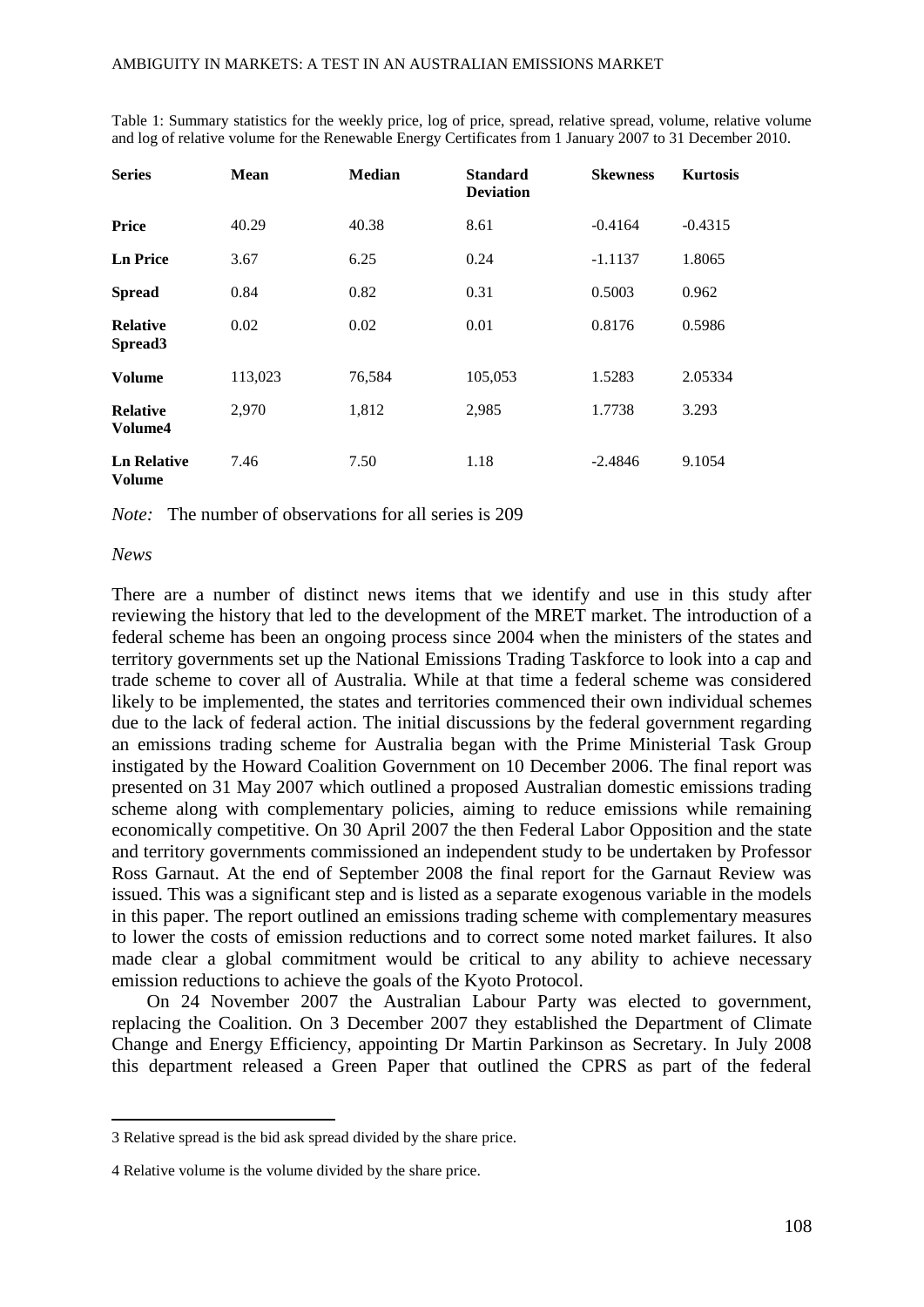Table 1: Summary statistics for the weekly price, log of price, spread, relative spread, volume, relative volume and log of relative volume for the Renewable Energy Certificates from 1 January 2007 to 31 December 2010.

| Series | Mean | Median | Standard Deviation | Skewness | Kurtosis |
|---|---|---|---|---|---|
| **Price** | 40.29 | 40.38 | 8.61 | -0.4164 | -0.4315 |
| **Ln Price** | 3.67 | 6.25 | 0.24 | -1.1137 | 1.8065 |
| **Spread** | 0.84 | 0.82 | 0.31 | 0.5003 | 0.962 |
| **Relative Spread**[3] | 0.02 | 0.02 | 0.01 | 0.8176 | 0.5986 |
| **Volume** | 113,023 | 76,584 | 105,053 | 1.5283 | 2.05334 |
| **Relative Volume**[4] | 2,970 | 1,812 | 2,985 | 1.7738 | 3.293 |
| **Ln Relative Volume** | 7.46 | 7.50 | 1.18 | -2.4846 | 9.1054 |

*Note:* The number of observations for all series is 209

*News*

There are a number of distinct news items that we identify and use in this study after reviewing the history that led to the development of the MRET market. The introduction of a federal scheme has been an ongoing process since 2004 when the ministers of the states and territory governments set up the National Emissions Trading Taskforce to look into a cap and trade scheme to cover all of Australia. While at that time a federal scheme was considered likely to be implemented, the states and territories commenced their own individual schemes due to the lack of federal action. The initial discussions by the federal government regarding an emissions trading scheme for Australia began with the Prime Ministerial Task Group instigated by the Howard Coalition Government on 10 December 2006. The final report was presented on 31 May 2007 which outlined a proposed Australian domestic emissions trading scheme along with complementary policies, aiming to reduce emissions while remaining economically competitive. On 30 April 2007 the then Federal Labor Opposition and the state and territory governments commissioned an independent study to be undertaken by Professor Ross Garnaut. At the end of September 2008 the final report for the Garnaut Review was issued. This was a significant step and is listed as a separate exogenous variable in the models in this paper. The report outlined an emissions trading scheme with complementary measures to lower the costs of emission reductions and to correct some noted market failures. It also made clear a global commitment would be critical to any ability to achieve necessary emission reductions to achieve the goals of the Kyoto Protocol.

On 24 November 2007 the Australian Labour Party was elected to government, replacing the Coalition. On 3 December 2007 they established the Department of Climate Change and Energy Efficiency, appointing Dr Martin Parkinson as Secretary. In July 2008 this department released a Green Paper that outlined the CPRS as part of the federal

---

3 Relative spread is the bid ask spread divided by the share price.

4 Relative volume is the volume divided by the share price.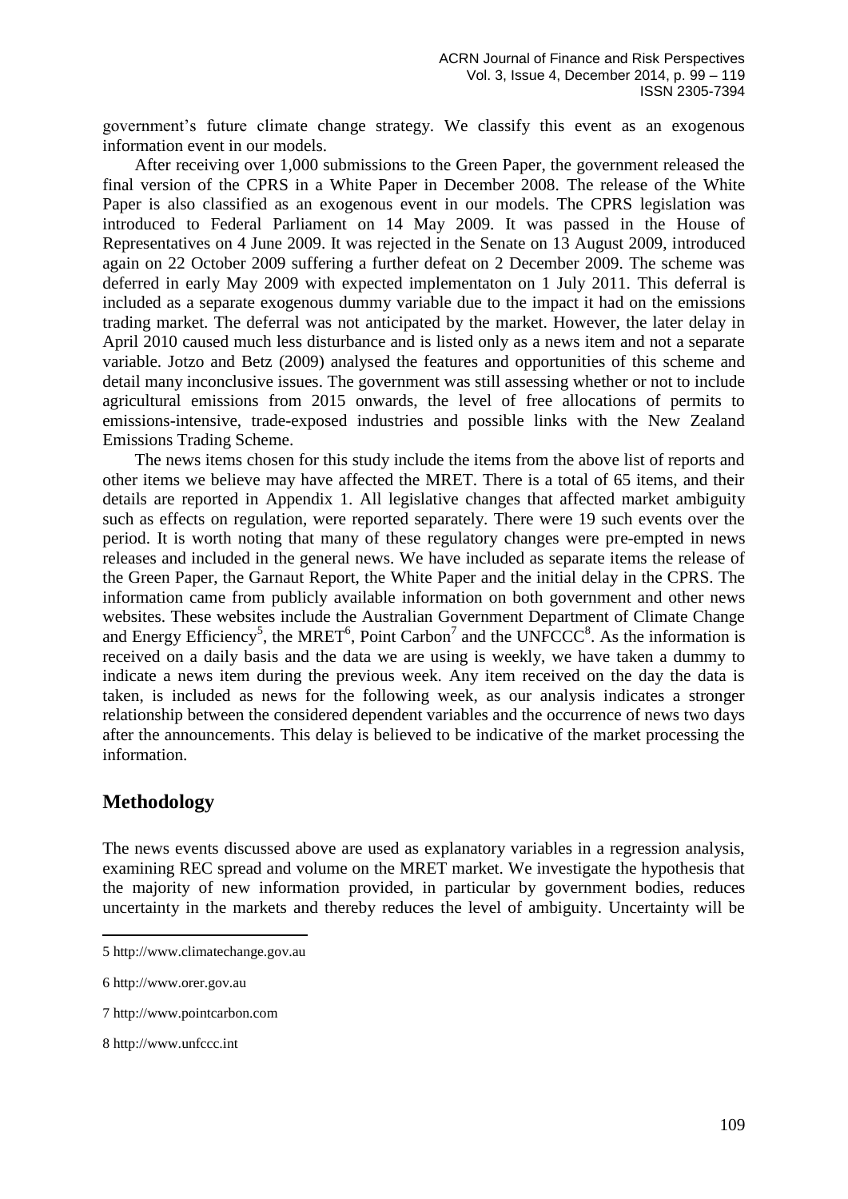government's future climate change strategy. We classify this event as an exogenous information event in our models.

After receiving over 1,000 submissions to the Green Paper, the government released the final version of the CPRS in a White Paper in December 2008. The release of the White Paper is also classified as an exogenous event in our models. The CPRS legislation was introduced to Federal Parliament on 14 May 2009. It was passed in the House of Representatives on 4 June 2009. It was rejected in the Senate on 13 August 2009, introduced again on 22 October 2009 suffering a further defeat on 2 December 2009. The scheme was deferred in early May 2009 with expected implementaton on 1 July 2011. This deferral is included as a separate exogenous dummy variable due to the impact it had on the emissions trading market. The deferral was not anticipated by the market. However, the later delay in April 2010 caused much less disturbance and is listed only as a news item and not a separate variable. Jotzo and Betz (2009) analysed the features and opportunities of this scheme and detail many inconclusive issues. The government was still assessing whether or not to include agricultural emissions from 2015 onwards, the level of free allocations of permits to emissions-intensive, trade-exposed industries and possible links with the New Zealand Emissions Trading Scheme.

The news items chosen for this study include the items from the above list of reports and other items we believe may have affected the MRET. There is a total of 65 items, and their details are reported in Appendix 1. All legislative changes that affected market ambiguity such as effects on regulation, were reported separately. There were 19 such events over the period. It is worth noting that many of these regulatory changes were pre-empted in news releases and included in the general news. We have included as separate items the release of the Green Paper, the Garnaut Report, the White Paper and the initial delay in the CPRS. The information came from publicly available information on both government and other news websites. These websites include the Australian Government Department of Climate Change and Energy Efficiency[5], the MRET[6], Point Carbon[7] and the UNFCCC[8]. As the information is received on a daily basis and the data we are using is weekly, we have taken a dummy to indicate a news item during the previous week. Any item received on the day the data is taken, is included as news for the following week, as our analysis indicates a stronger relationship between the considered dependent variables and the occurrence of news two days after the announcements. This delay is believed to be indicative of the market processing the information.

## Methodology

The news events discussed above are used as explanatory variables in a regression analysis, examining REC spread and volume on the MRET market. We investigate the hypothesis that the majority of new information provided, in particular by government bodies, reduces uncertainty in the markets and thereby reduces the level of ambiguity. Uncertainty will be

---

5 http://www.climatechange.gov.au

6 http://www.orer.gov.au

7 http://www.pointcarbon.com

8 http://www.unfccc.int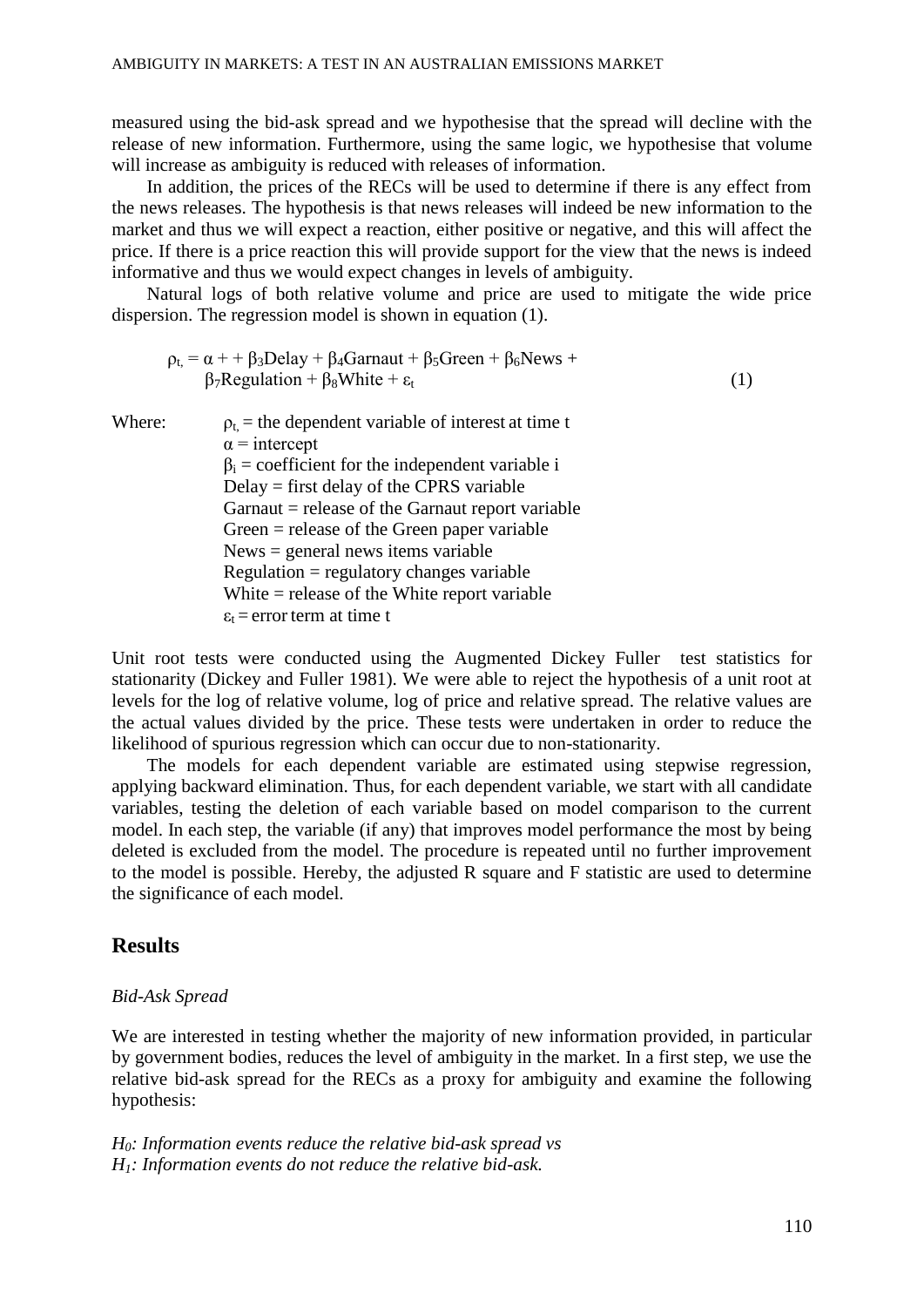measured using the bid-ask spread and we hypothesise that the spread will decline with the release of new information. Furthermore, using the same logic, we hypothesise that volume will increase as ambiguity is reduced with releases of information.

In addition, the prices of the RECs will be used to determine if there is any effect from the news releases. The hypothesis is that news releases will indeed be new information to the market and thus we will expect a reaction, either positive or negative, and this will affect the price. If there is a price reaction this will provide support for the view that the news is indeed informative and thus we would expect changes in levels of ambiguity.

Natural logs of both relative volume and price are used to mitigate the wide price dispersion. The regression model is shown in equation (1).

$$\rho_{t,} = \alpha + + \beta_3\text{Delay} + \beta_4\text{Garnaut} + \beta_5\text{Green} + \beta_6\text{News} + \beta_7\text{Regulation} + \beta_8\text{White} + \varepsilon_t \quad (1)$$

Where:

- $\rho_{t,}$ = the dependent variable of interest at time t
- $\alpha$ = intercept
- $\beta_i$ = coefficient for the independent variable i
- Delay = first delay of the CPRS variable
- Garnaut = release of the Garnaut report variable
- Green = release of the Green paper variable
- News = general news items variable
- Regulation = regulatory changes variable
- White = release of the White report variable
- $\varepsilon_t$ = error term at time t

Unit root tests were conducted using the Augmented Dickey Fuller test statistics for stationarity (Dickey and Fuller 1981). We were able to reject the hypothesis of a unit root at levels for the log of relative volume, log of price and relative spread. The relative values are the actual values divided by the price. These tests were undertaken in order to reduce the likelihood of spurious regression which can occur due to non-stationarity.

The models for each dependent variable are estimated using stepwise regression, applying backward elimination. Thus, for each dependent variable, we start with all candidate variables, testing the deletion of each variable based on model comparison to the current model. In each step, the variable (if any) that improves model performance the most by being deleted is excluded from the model. The procedure is repeated until no further improvement to the model is possible. Hereby, the adjusted R square and F statistic are used to determine the significance of each model.

## Results

*Bid-Ask Spread*

We are interested in testing whether the majority of new information provided, in particular by government bodies, reduces the level of ambiguity in the market. In a first step, we use the relative bid-ask spread for the RECs as a proxy for ambiguity and examine the following hypothesis:

*$H_0$: Information events reduce the relative bid-ask spread vs*
*$H_1$: Information events do not reduce the relative bid-ask.*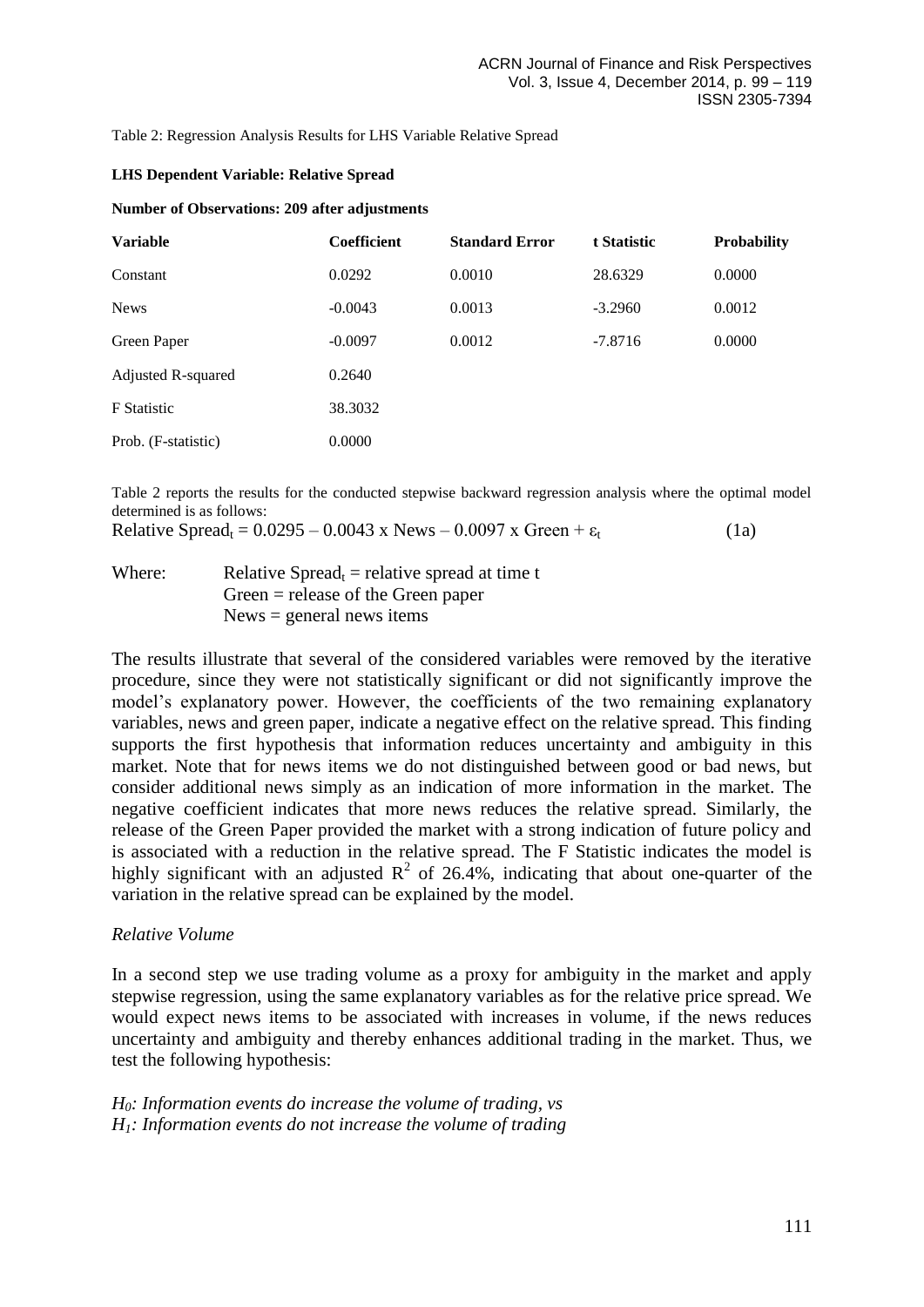Table 2: Regression Analysis Results for LHS Variable Relative Spread

**LHS Dependent Variable: Relative Spread**

**Number of Observations: 209 after adjustments**

| **Variable** | **Coefficient** | **Standard Error** | **t Statistic** | **Probability** |
|---|---|---|---|---|
| Constant | 0.0292 | 0.0010 | 28.6329 | 0.0000 |
| News | -0.0043 | 0.0013 | -3.2960 | 0.0012 |
| Green Paper | -0.0097 | 0.0012 | -7.8716 | 0.0000 |
| Adjusted R-squared | 0.2640 | | | |
| F Statistic | 38.3032 | | | |
| Prob. (F-statistic) | 0.0000 | | | |

Table 2 reports the results for the conducted stepwise backward regression analysis where the optimal model determined is as follows:

$$\text{Relative Spread}_t = 0.0295 - 0.0043 \text{ x News} - 0.0097 \text{ x Green} + \varepsilon_t \quad (1a)$$

Where: $\text{Relative Spread}_t$ = relative spread at time t
Green = release of the Green paper
News = general news items

The results illustrate that several of the considered variables were removed by the iterative procedure, since they were not statistically significant or did not significantly improve the model's explanatory power. However, the coefficients of the two remaining explanatory variables, news and green paper, indicate a negative effect on the relative spread. This finding supports the first hypothesis that information reduces uncertainty and ambiguity in this market. Note that for news items we do not distinguished between good or bad news, but consider additional news simply as an indication of more information in the market. The negative coefficient indicates that more news reduces the relative spread. Similarly, the release of the Green Paper provided the market with a strong indication of future policy and is associated with a reduction in the relative spread. The F Statistic indicates the model is highly significant with an adjusted $R^2$ of 26.4%, indicating that about one-quarter of the variation in the relative spread can be explained by the model.

*Relative Volume*

In a second step we use trading volume as a proxy for ambiguity in the market and apply stepwise regression, using the same explanatory variables as for the relative price spread. We would expect news items to be associated with increases in volume, if the news reduces uncertainty and ambiguity and thereby enhances additional trading in the market. Thus, we test the following hypothesis:

*$H_0$: Information events do increase the volume of trading, vs*
*$H_1$: Information events do not increase the volume of trading*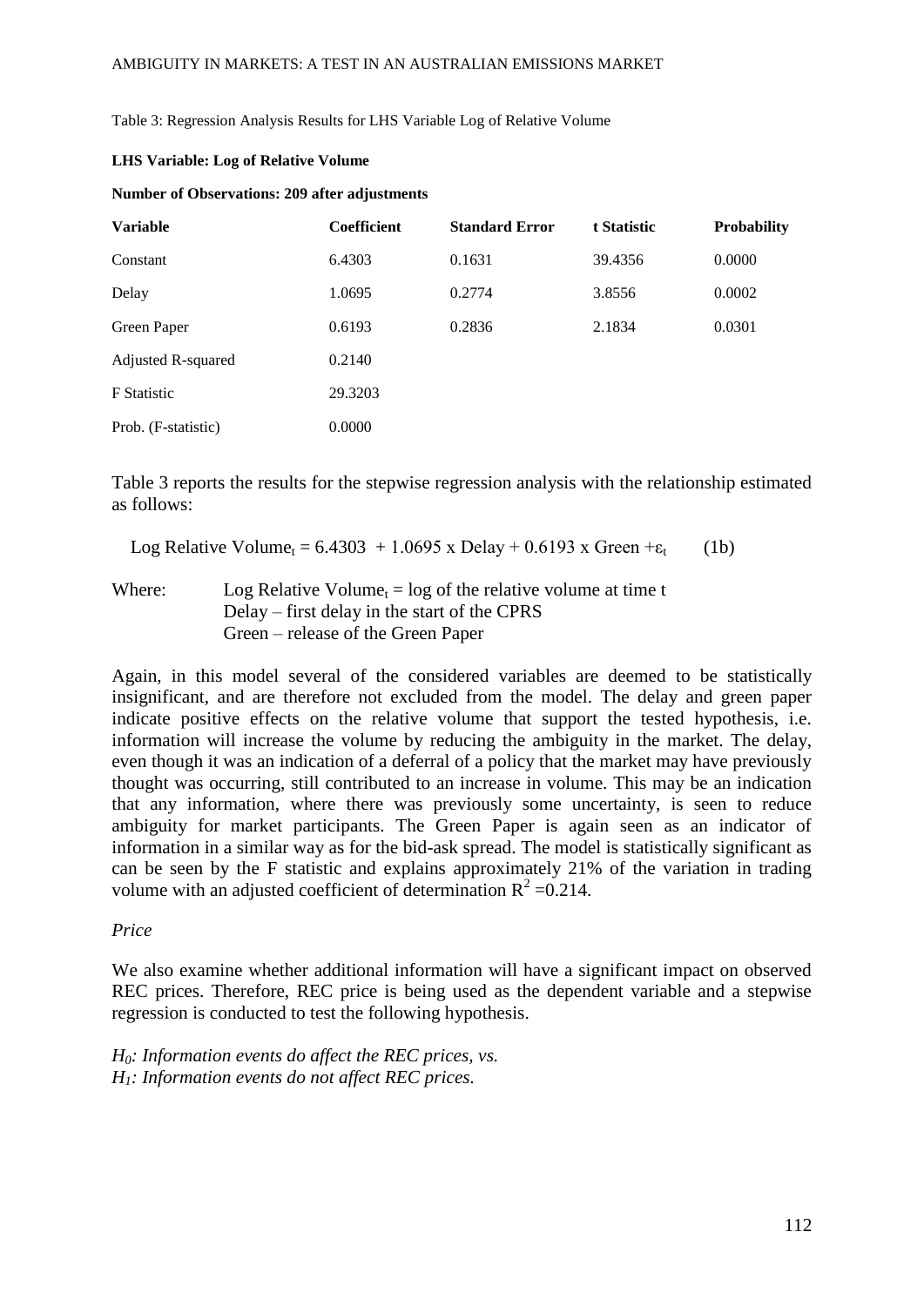Table 3: Regression Analysis Results for LHS Variable Log of Relative Volume

**LHS Variable: Log of Relative Volume**

**Number of Observations: 209 after adjustments**

| Variable | Coefficient | Standard Error | t Statistic | Probability |
|---|---|---|---|---|
| Constant | 6.4303 | 0.1631 | 39.4356 | 0.0000 |
| Delay | 1.0695 | 0.2774 | 3.8556 | 0.0002 |
| Green Paper | 0.6193 | 0.2836 | 2.1834 | 0.0301 |
| Adjusted R-squared | 0.2140 | | | |
| F Statistic | 29.3203 | | | |
| Prob. (F-statistic) | 0.0000 | | | |

Table 3 reports the results for the stepwise regression analysis with the relationship estimated as follows:

$$\text{Log Relative Volume}_t = 6.4303 + 1.0695 \text{ x Delay} + 0.6193 \text{ x Green} + \varepsilon_t \qquad (1b)$$

Where: Log Relative $\text{Volume}_t$ = log of the relative volume at time t
Delay – first delay in the start of the CPRS
Green – release of the Green Paper

Again, in this model several of the considered variables are deemed to be statistically insignificant, and are therefore not excluded from the model. The delay and green paper indicate positive effects on the relative volume that support the tested hypothesis, i.e. information will increase the volume by reducing the ambiguity in the market. The delay, even though it was an indication of a deferral of a policy that the market may have previously thought was occurring, still contributed to an increase in volume. This may be an indication that any information, where there was previously some uncertainty, is seen to reduce ambiguity for market participants. The Green Paper is again seen as an indicator of information in a similar way as for the bid-ask spread. The model is statistically significant as can be seen by the F statistic and explains approximately 21% of the variation in trading volume with an adjusted coefficient of determination $R^2 = 0.214$.

*Price*

We also examine whether additional information will have a significant impact on observed REC prices. Therefore, REC price is being used as the dependent variable and a stepwise regression is conducted to test the following hypothesis.

*$H_0$: Information events do affect the REC prices, vs.*
*$H_1$: Information events do not affect REC prices.*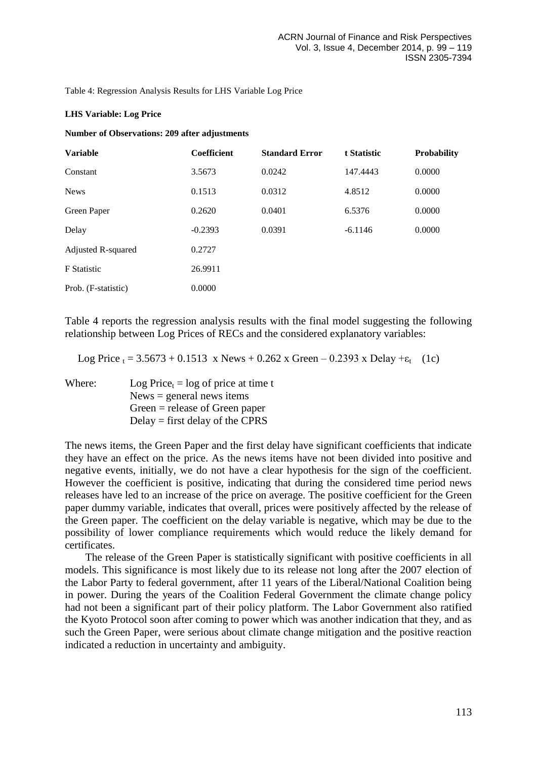Table 4: Regression Analysis Results for LHS Variable Log Price

**LHS Variable: Log Price**

**Number of Observations: 209 after adjustments**

| **Variable** | **Coefficient** | **Standard Error** | **t Statistic** | **Probability** |
|---|---|---|---|---|
| Constant | 3.5673 | 0.0242 | 147.4443 | 0.0000 |
| News | 0.1513 | 0.0312 | 4.8512 | 0.0000 |
| Green Paper | 0.2620 | 0.0401 | 6.5376 | 0.0000 |
| Delay | -0.2393 | 0.0391 | -6.1146 | 0.0000 |
| Adjusted R-squared | 0.2727 | | | |
| F Statistic | 26.9911 | | | |
| Prob. (F-statistic) | 0.0000 | | | |

Table 4 reports the regression analysis results with the final model suggesting the following relationship between Log Prices of RECs and the considered explanatory variables:

$$\text{Log Price}_t = 3.5673 + 0.1513 \times \text{News} + 0.262 \times \text{Green} - 0.2393 \times \text{Delay} + \varepsilon_t \quad (1c)$$

Where: $\text{Log Price}_t$ = log of price at time t
News = general news items
Green = release of Green paper
Delay = first delay of the CPRS

The news items, the Green Paper and the first delay have significant coefficients that indicate they have an effect on the price. As the news items have not been divided into positive and negative events, initially, we do not have a clear hypothesis for the sign of the coefficient. However the coefficient is positive, indicating that during the considered time period news releases have led to an increase of the price on average. The positive coefficient for the Green paper dummy variable, indicates that overall, prices were positively affected by the release of the Green paper. The coefficient on the delay variable is negative, which may be due to the possibility of lower compliance requirements which would reduce the likely demand for certificates.

The release of the Green Paper is statistically significant with positive coefficients in all models. This significance is most likely due to its release not long after the 2007 election of the Labor Party to federal government, after 11 years of the Liberal/National Coalition being in power. During the years of the Coalition Federal Government the climate change policy had not been a significant part of their policy platform. The Labor Government also ratified the Kyoto Protocol soon after coming to power which was another indication that they, and as such the Green Paper, were serious about climate change mitigation and the positive reaction indicated a reduction in uncertainty and ambiguity.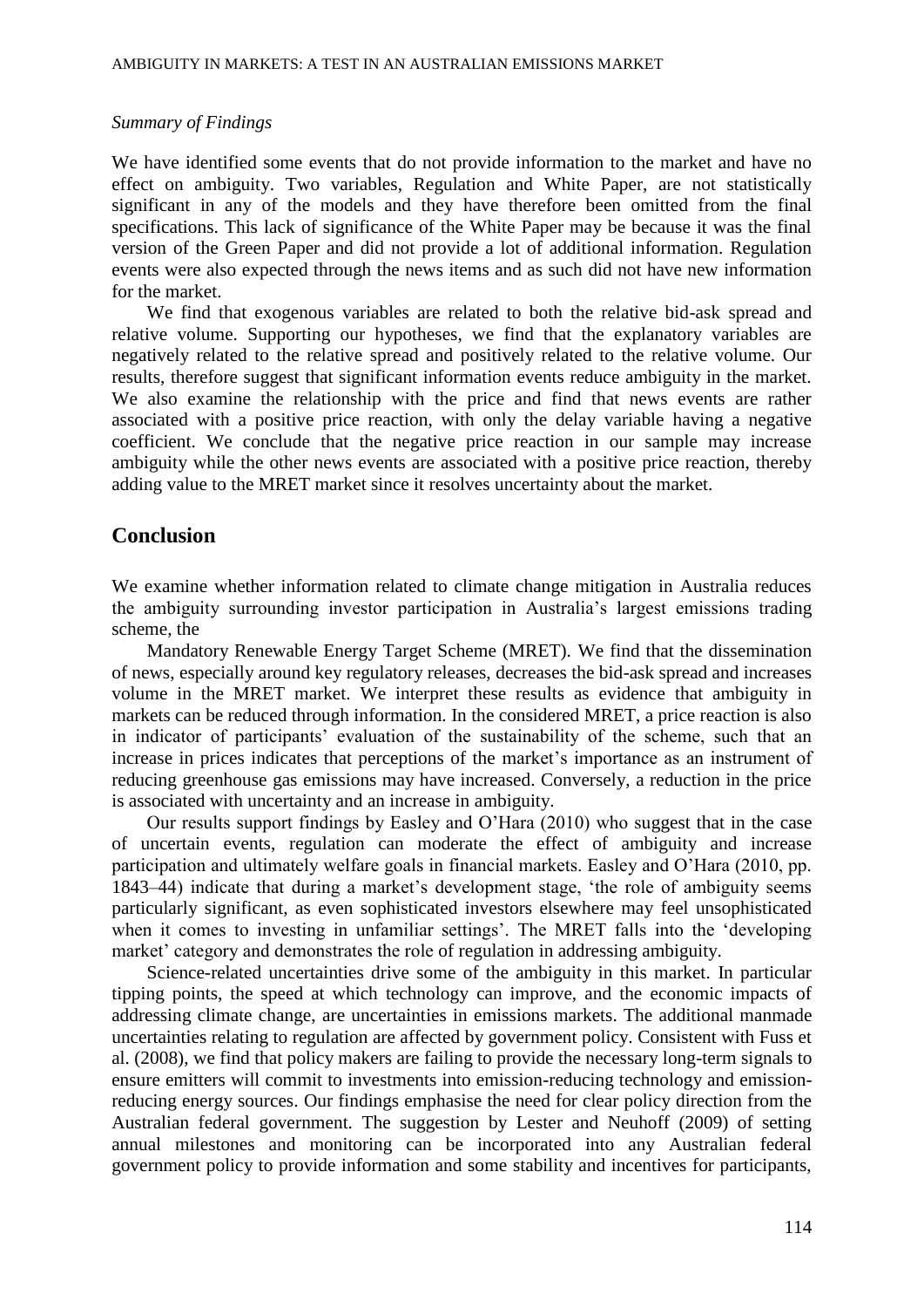*Summary of Findings*

We have identified some events that do not provide information to the market and have no effect on ambiguity. Two variables, Regulation and White Paper, are not statistically significant in any of the models and they have therefore been omitted from the final specifications. This lack of significance of the White Paper may be because it was the final version of the Green Paper and did not provide a lot of additional information. Regulation events were also expected through the news items and as such did not have new information for the market.

We find that exogenous variables are related to both the relative bid-ask spread and relative volume. Supporting our hypotheses, we find that the explanatory variables are negatively related to the relative spread and positively related to the relative volume. Our results, therefore suggest that significant information events reduce ambiguity in the market. We also examine the relationship with the price and find that news events are rather associated with a positive price reaction, with only the delay variable having a negative coefficient. We conclude that the negative price reaction in our sample may increase ambiguity while the other news events are associated with a positive price reaction, thereby adding value to the MRET market since it resolves uncertainty about the market.

## Conclusion

We examine whether information related to climate change mitigation in Australia reduces the ambiguity surrounding investor participation in Australia's largest emissions trading scheme, the

Mandatory Renewable Energy Target Scheme (MRET). We find that the dissemination of news, especially around key regulatory releases, decreases the bid-ask spread and increases volume in the MRET market. We interpret these results as evidence that ambiguity in markets can be reduced through information. In the considered MRET, a price reaction is also in indicator of participants' evaluation of the sustainability of the scheme, such that an increase in prices indicates that perceptions of the market's importance as an instrument of reducing greenhouse gas emissions may have increased. Conversely, a reduction in the price is associated with uncertainty and an increase in ambiguity.

Our results support findings by Easley and O'Hara (2010) who suggest that in the case of uncertain events, regulation can moderate the effect of ambiguity and increase participation and ultimately welfare goals in financial markets. Easley and O'Hara (2010, pp. 1843–44) indicate that during a market's development stage, 'the role of ambiguity seems particularly significant, as even sophisticated investors elsewhere may feel unsophisticated when it comes to investing in unfamiliar settings'. The MRET falls into the 'developing market' category and demonstrates the role of regulation in addressing ambiguity.

Science-related uncertainties drive some of the ambiguity in this market. In particular tipping points, the speed at which technology can improve, and the economic impacts of addressing climate change, are uncertainties in emissions markets. The additional manmade uncertainties relating to regulation are affected by government policy. Consistent with Fuss et al. (2008), we find that policy makers are failing to provide the necessary long-term signals to ensure emitters will commit to investments into emission-reducing technology and emission-reducing energy sources. Our findings emphasise the need for clear policy direction from the Australian federal government. The suggestion by Lester and Neuhoff (2009) of setting annual milestones and monitoring can be incorporated into any Australian federal government policy to provide information and some stability and incentives for participants,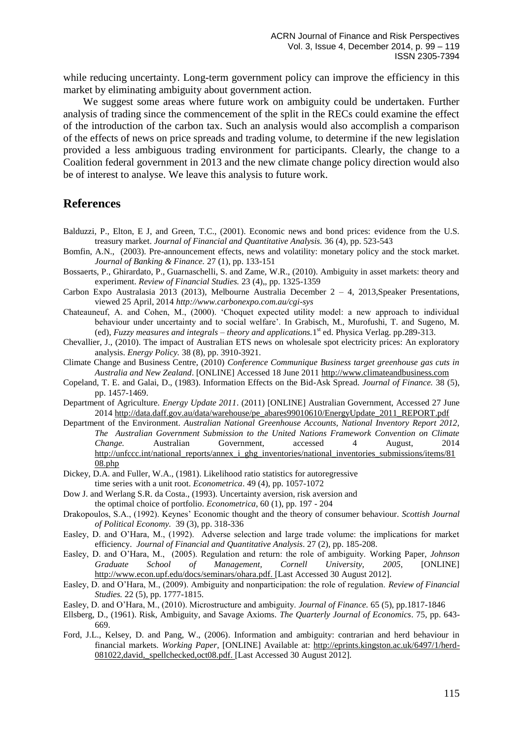while reducing uncertainty. Long-term government policy can improve the efficiency in this market by eliminating ambiguity about government action.

We suggest some areas where future work on ambiguity could be undertaken. Further analysis of trading since the commencement of the split in the RECs could examine the effect of the introduction of the carbon tax. Such an analysis would also accomplish a comparison of the effects of news on price spreads and trading volume, to determine if the new legislation provided a less ambiguous trading environment for participants. Clearly, the change to a Coalition federal government in 2013 and the new climate change policy direction would also be of interest to analyse. We leave this analysis to future work.

## References

Balduzzi, P., Elton, E J, and Green, T.C., (2001). Economic news and bond prices: evidence from the U.S. treasury market. *Journal of Financial and Quantitative Analysis.* 36 (4), pp. 523-543

Bomfin, A.N., (2003). Pre-announcement effects, news and volatility: monetary policy and the stock market. *Journal of Banking & Finance.* 27 (1), pp. 133-151

Bossaerts, P., Ghirardato, P., Guarnaschelli, S. and Zame, W.R., (2010). Ambiguity in asset markets: theory and experiment. *Review of Financial Studies.* 23 (4),, pp. 1325-1359

Carbon Expo Australasia 2013 (2013), Melbourne Australia December 2 – 4, 2013,Speaker Presentations, viewed 25 April, 2014 *http://www.carbonexpo.com.au/cgi-sys*

Chateauneuf, A. and Cohen, M., (2000). 'Choquet expected utility model: a new approach to individual behaviour under uncertainty and to social welfare'. In Grabisch, M., Murofushi, T. and Sugeno, M. (ed), *Fuzzy measures and integrals – theory and applications.*1st ed. Physica Verlag. pp.289-313.

Chevallier, J., (2010). The impact of Australian ETS news on wholesale spot electricity prices: An exploratory analysis. *Energy Policy.* 38 (8), pp. 3910-3921.

Climate Change and Business Centre, (2010) *Conference Communique Business target greenhouse gas cuts in Australia and New Zealand*. [ONLINE] Accessed 18 June 2011 http://www.climateandbusiness.com

Copeland, T. E. and Galai, D., (1983). Information Effects on the Bid-Ask Spread. *Journal of Finance.* 38 (5), pp. 1457-1469.

Department of Agriculture. *Energy Update 2011*. (2011) [ONLINE] Australian Government, Accessed 27 June 2014 http://data.daff.gov.au/data/warehouse/pe_abares99010610/EnergyUpdate_2011_REPORT.pdf

Department of the Environment. *Australian National Greenhouse Accounts, National Inventory Report 2012, The Australian Government Submission to the United Nations Framework Convention on Climate Change.* Australian Government, accessed 4 August, 2014 http://unfccc.int/national_reports/annex_i_ghg_inventories/national_inventories_submissions/items/8108.php

Dickey, D.A. and Fuller, W.A., (1981). Likelihood ratio statistics for autoregressive time series with a unit root. *Econometrica*. 49 (4), pp. 1057-1072

Dow J. and Werlang S.R. da Costa., (1993). Uncertainty aversion, risk aversion and the optimal choice of portfolio. *Econometrica*, 60 (1), pp. 197 - 204

Drakopoulos, S.A., (1992). Keynes' Economic thought and the theory of consumer behaviour. *Scottish Journal of Political Economy.* 39 (3), pp. 318-336

Easley, D. and O'Hara, M., (1992). Adverse selection and large trade volume: the implications for market efficiency. *Journal of Financial and Quantitative Analysis*. 27 (2), pp. 185-208.

Easley, D. and O'Hara, M., (2005). Regulation and return: the role of ambiguity. Working Paper, *Johnson Graduate School of Management, Cornell University, 2005*, [ONLINE] http://www.econ.upf.edu/docs/seminars/ohara.pdf. [Last Accessed 30 August 2012].

Easley, D. and O'Hara, M., (2009). Ambiguity and nonparticipation: the role of regulation. *Review of Financial Studies.* 22 (5), pp. 1777-1815.

Easley, D. and O'Hara, M., (2010). Microstructure and ambiguity. *Journal of Finance.* 65 (5), pp.1817-1846

Ellsberg, D., (1961). Risk, Ambiguity, and Savage Axioms. *The Quarterly Journal of Economics*. 75, pp. 643-669.

Ford, J.L., Kelsey, D. and Pang, W., (2006). Information and ambiguity: contrarian and herd behaviour in financial markets. *Working Paper*, [ONLINE] Available at: http://eprints.kingston.ac.uk/6497/1/herd-081022,david,_spellchecked,oct08.pdf. [Last Accessed 30 August 2012].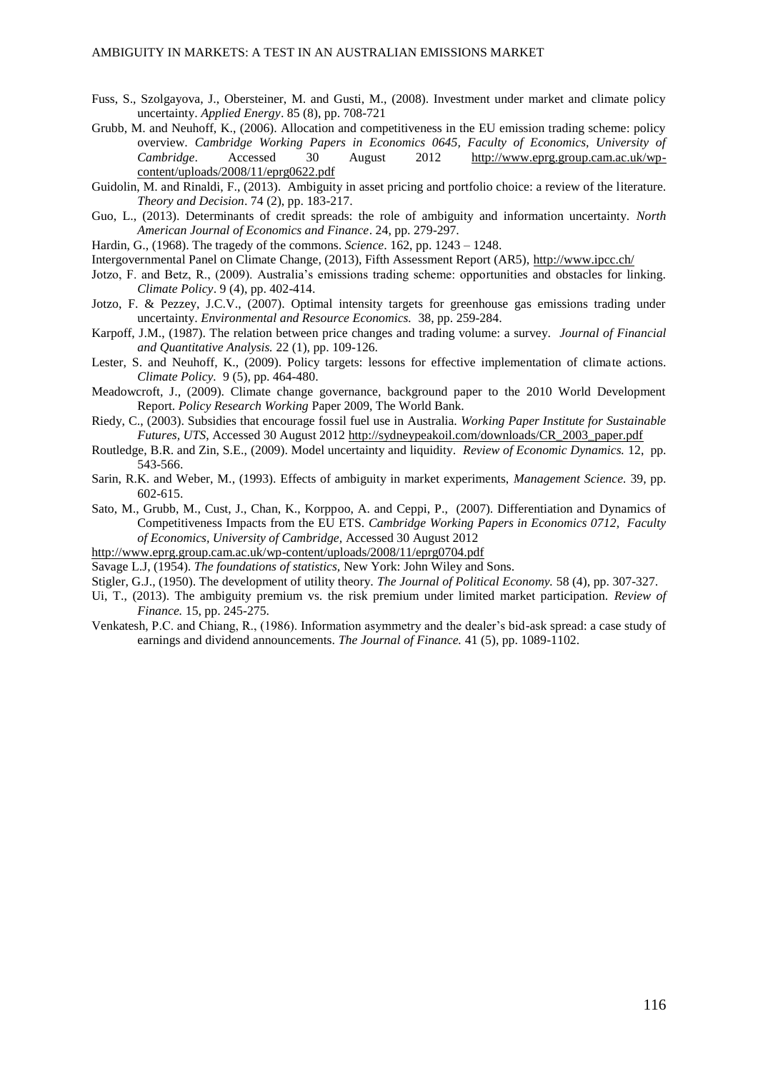Fuss, S., Szolgayova, J., Obersteiner, M. and Gusti, M., (2008). Investment under market and climate policy uncertainty. *Applied Energy*. 85 (8), pp. 708-721

Grubb, M. and Neuhoff, K., (2006). Allocation and competitiveness in the EU emission trading scheme: policy overview. *Cambridge Working Papers in Economics 0645, Faculty of Economics, University of Cambridge*. Accessed 30 August 2012 http://www.eprg.group.cam.ac.uk/wp-content/uploads/2008/11/eprg0622.pdf

Guidolin, M. and Rinaldi, F., (2013). Ambiguity in asset pricing and portfolio choice: a review of the literature. *Theory and Decision*. 74 (2), pp. 183-217.

Guo, L., (2013). Determinants of credit spreads: the role of ambiguity and information uncertainty. *North American Journal of Economics and Finance*. 24, pp. 279-297.

Hardin, G., (1968). The tragedy of the commons. *Science*. 162, pp. 1243 – 1248.

Intergovernmental Panel on Climate Change, (2013), Fifth Assessment Report (AR5), http://www.ipcc.ch/

Jotzo, F. and Betz, R., (2009). Australia's emissions trading scheme: opportunities and obstacles for linking. *Climate Policy*. 9 (4), pp. 402-414.

Jotzo, F. & Pezzey, J.C.V., (2007). Optimal intensity targets for greenhouse gas emissions trading under uncertainty. *Environmental and Resource Economics.* 38, pp. 259-284.

Karpoff, J.M., (1987). The relation between price changes and trading volume: a survey. *Journal of Financial and Quantitative Analysis.* 22 (1), pp. 109-126.

Lester, S. and Neuhoff, K., (2009). Policy targets: lessons for effective implementation of climate actions. *Climate Policy.* 9 (5), pp. 464-480.

Meadowcroft, J., (2009). Climate change governance, background paper to the 2010 World Development Report. *Policy Research Working* Paper 2009, The World Bank.

Riedy, C., (2003). Subsidies that encourage fossil fuel use in Australia. *Working Paper Institute for Sustainable Futures, UTS,* Accessed 30 August 2012 http://sydneypeakoil.com/downloads/CR_2003_paper.pdf

Routledge, B.R. and Zin, S.E., (2009). Model uncertainty and liquidity. *Review of Economic Dynamics.* 12, pp. 543-566.

Sarin, R.K. and Weber, M., (1993). Effects of ambiguity in market experiments, *Management Science.* 39, pp. 602-615.

Sato, M., Grubb, M., Cust, J., Chan, K., Korppoo, A. and Ceppi, P., (2007). Differentiation and Dynamics of Competitiveness Impacts from the EU ETS. *Cambridge Working Papers in Economics 0712, Faculty of Economics, University of Cambridge,* Accessed 30 August 2012
http://www.eprg.group.cam.ac.uk/wp-content/uploads/2008/11/eprg0704.pdf

Savage L.J, (1954). *The foundations of statistics*, New York: John Wiley and Sons.

Stigler, G.J., (1950). The development of utility theory. *The Journal of Political Economy.* 58 (4), pp. 307-327.

Ui, T., (2013). The ambiguity premium vs. the risk premium under limited market participation. *Review of Finance.* 15, pp. 245-275.

Venkatesh, P.C. and Chiang, R., (1986). Information asymmetry and the dealer's bid-ask spread: a case study of earnings and dividend announcements. *The Journal of Finance.* 41 (5), pp. 1089-1102.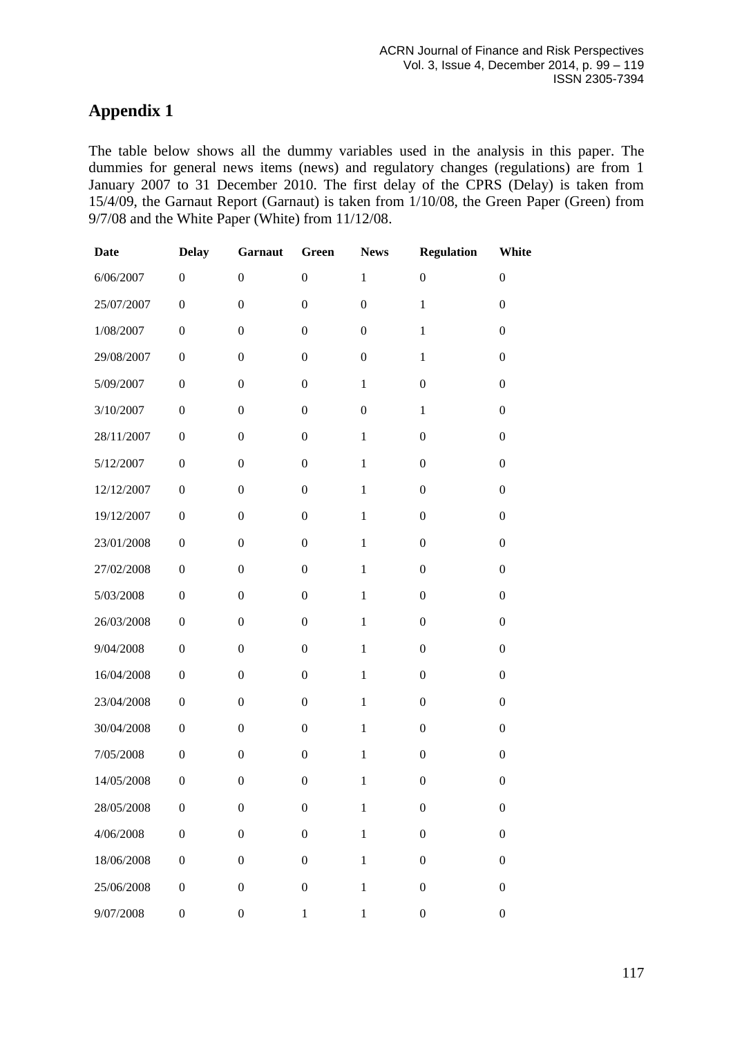# Appendix 1

The table below shows all the dummy variables used in the analysis in this paper. The dummies for general news items (news) and regulatory changes (regulations) are from 1 January 2007 to 31 December 2010. The first delay of the CPRS (Delay) is taken from 15/4/09, the Garnaut Report (Garnaut) is taken from 1/10/08, the Green Paper (Green) from 9/7/08 and the White Paper (White) from 11/12/08.

| Date | Delay | Garnaut | Green | News | Regulation | White |
|---|---|---|---|---|---|---|
| 6/06/2007 | 0 | 0 | 0 | 1 | 0 | 0 |
| 25/07/2007 | 0 | 0 | 0 | 0 | 1 | 0 |
| 1/08/2007 | 0 | 0 | 0 | 0 | 1 | 0 |
| 29/08/2007 | 0 | 0 | 0 | 0 | 1 | 0 |
| 5/09/2007 | 0 | 0 | 0 | 1 | 0 | 0 |
| 3/10/2007 | 0 | 0 | 0 | 0 | 1 | 0 |
| 28/11/2007 | 0 | 0 | 0 | 1 | 0 | 0 |
| 5/12/2007 | 0 | 0 | 0 | 1 | 0 | 0 |
| 12/12/2007 | 0 | 0 | 0 | 1 | 0 | 0 |
| 19/12/2007 | 0 | 0 | 0 | 1 | 0 | 0 |
| 23/01/2008 | 0 | 0 | 0 | 1 | 0 | 0 |
| 27/02/2008 | 0 | 0 | 0 | 1 | 0 | 0 |
| 5/03/2008 | 0 | 0 | 0 | 1 | 0 | 0 |
| 26/03/2008 | 0 | 0 | 0 | 1 | 0 | 0 |
| 9/04/2008 | 0 | 0 | 0 | 1 | 0 | 0 |
| 16/04/2008 | 0 | 0 | 0 | 1 | 0 | 0 |
| 23/04/2008 | 0 | 0 | 0 | 1 | 0 | 0 |
| 30/04/2008 | 0 | 0 | 0 | 1 | 0 | 0 |
| 7/05/2008 | 0 | 0 | 0 | 1 | 0 | 0 |
| 14/05/2008 | 0 | 0 | 0 | 1 | 0 | 0 |
| 28/05/2008 | 0 | 0 | 0 | 1 | 0 | 0 |
| 4/06/2008 | 0 | 0 | 0 | 1 | 0 | 0 |
| 18/06/2008 | 0 | 0 | 0 | 1 | 0 | 0 |
| 25/06/2008 | 0 | 0 | 0 | 1 | 0 | 0 |
| 9/07/2008 | 0 | 0 | 1 | 1 | 0 | 0 |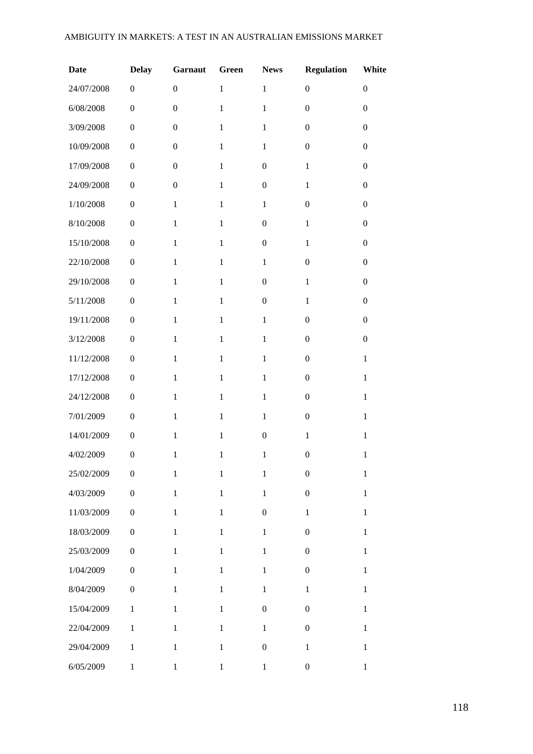| Date | Delay | Garnaut | Green | News | Regulation | White |
|---|---|---|---|---|---|---|
| 24/07/2008 | 0 | 0 | 1 | 1 | 0 | 0 |
| 6/08/2008 | 0 | 0 | 1 | 1 | 0 | 0 |
| 3/09/2008 | 0 | 0 | 1 | 1 | 0 | 0 |
| 10/09/2008 | 0 | 0 | 1 | 1 | 0 | 0 |
| 17/09/2008 | 0 | 0 | 1 | 0 | 1 | 0 |
| 24/09/2008 | 0 | 0 | 1 | 0 | 1 | 0 |
| 1/10/2008 | 0 | 1 | 1 | 1 | 0 | 0 |
| 8/10/2008 | 0 | 1 | 1 | 0 | 1 | 0 |
| 15/10/2008 | 0 | 1 | 1 | 0 | 1 | 0 |
| 22/10/2008 | 0 | 1 | 1 | 1 | 0 | 0 |
| 29/10/2008 | 0 | 1 | 1 | 0 | 1 | 0 |
| 5/11/2008 | 0 | 1 | 1 | 0 | 1 | 0 |
| 19/11/2008 | 0 | 1 | 1 | 1 | 0 | 0 |
| 3/12/2008 | 0 | 1 | 1 | 1 | 0 | 0 |
| 11/12/2008 | 0 | 1 | 1 | 1 | 0 | 1 |
| 17/12/2008 | 0 | 1 | 1 | 1 | 0 | 1 |
| 24/12/2008 | 0 | 1 | 1 | 1 | 0 | 1 |
| 7/01/2009 | 0 | 1 | 1 | 1 | 0 | 1 |
| 14/01/2009 | 0 | 1 | 1 | 0 | 1 | 1 |
| 4/02/2009 | 0 | 1 | 1 | 1 | 0 | 1 |
| 25/02/2009 | 0 | 1 | 1 | 1 | 0 | 1 |
| 4/03/2009 | 0 | 1 | 1 | 1 | 0 | 1 |
| 11/03/2009 | 0 | 1 | 1 | 0 | 1 | 1 |
| 18/03/2009 | 0 | 1 | 1 | 1 | 0 | 1 |
| 25/03/2009 | 0 | 1 | 1 | 1 | 0 | 1 |
| 1/04/2009 | 0 | 1 | 1 | 1 | 0 | 1 |
| 8/04/2009 | 0 | 1 | 1 | 1 | 1 | 1 |
| 15/04/2009 | 1 | 1 | 1 | 0 | 0 | 1 |
| 22/04/2009 | 1 | 1 | 1 | 1 | 0 | 1 |
| 29/04/2009 | 1 | 1 | 1 | 0 | 1 | 1 |
| 6/05/2009 | 1 | 1 | 1 | 1 | 0 | 1 |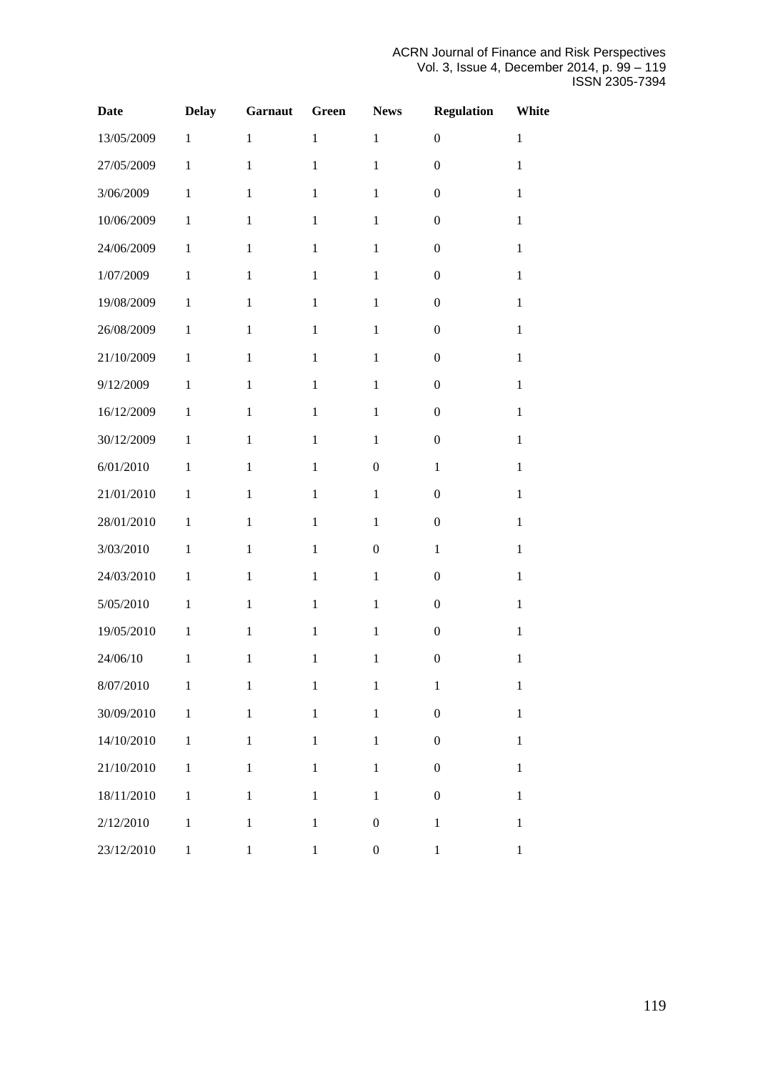| Date | Delay | Garnaut | Green | News | Regulation | White |
|---|---|---|---|---|---|---|
| 13/05/2009 | 1 | 1 | 1 | 1 | 0 | 1 |
| 27/05/2009 | 1 | 1 | 1 | 1 | 0 | 1 |
| 3/06/2009 | 1 | 1 | 1 | 1 | 0 | 1 |
| 10/06/2009 | 1 | 1 | 1 | 1 | 0 | 1 |
| 24/06/2009 | 1 | 1 | 1 | 1 | 0 | 1 |
| 1/07/2009 | 1 | 1 | 1 | 1 | 0 | 1 |
| 19/08/2009 | 1 | 1 | 1 | 1 | 0 | 1 |
| 26/08/2009 | 1 | 1 | 1 | 1 | 0 | 1 |
| 21/10/2009 | 1 | 1 | 1 | 1 | 0 | 1 |
| 9/12/2009 | 1 | 1 | 1 | 1 | 0 | 1 |
| 16/12/2009 | 1 | 1 | 1 | 1 | 0 | 1 |
| 30/12/2009 | 1 | 1 | 1 | 1 | 0 | 1 |
| 6/01/2010 | 1 | 1 | 1 | 0 | 1 | 1 |
| 21/01/2010 | 1 | 1 | 1 | 1 | 0 | 1 |
| 28/01/2010 | 1 | 1 | 1 | 1 | 0 | 1 |
| 3/03/2010 | 1 | 1 | 1 | 0 | 1 | 1 |
| 24/03/2010 | 1 | 1 | 1 | 1 | 0 | 1 |
| 5/05/2010 | 1 | 1 | 1 | 1 | 0 | 1 |
| 19/05/2010 | 1 | 1 | 1 | 1 | 0 | 1 |
| 24/06/10 | 1 | 1 | 1 | 1 | 0 | 1 |
| 8/07/2010 | 1 | 1 | 1 | 1 | 1 | 1 |
| 30/09/2010 | 1 | 1 | 1 | 1 | 0 | 1 |
| 14/10/2010 | 1 | 1 | 1 | 1 | 0 | 1 |
| 21/10/2010 | 1 | 1 | 1 | 1 | 0 | 1 |
| 18/11/2010 | 1 | 1 | 1 | 1 | 0 | 1 |
| 2/12/2010 | 1 | 1 | 1 | 0 | 1 | 1 |
| 23/12/2010 | 1 | 1 | 1 | 0 | 1 | 1 |